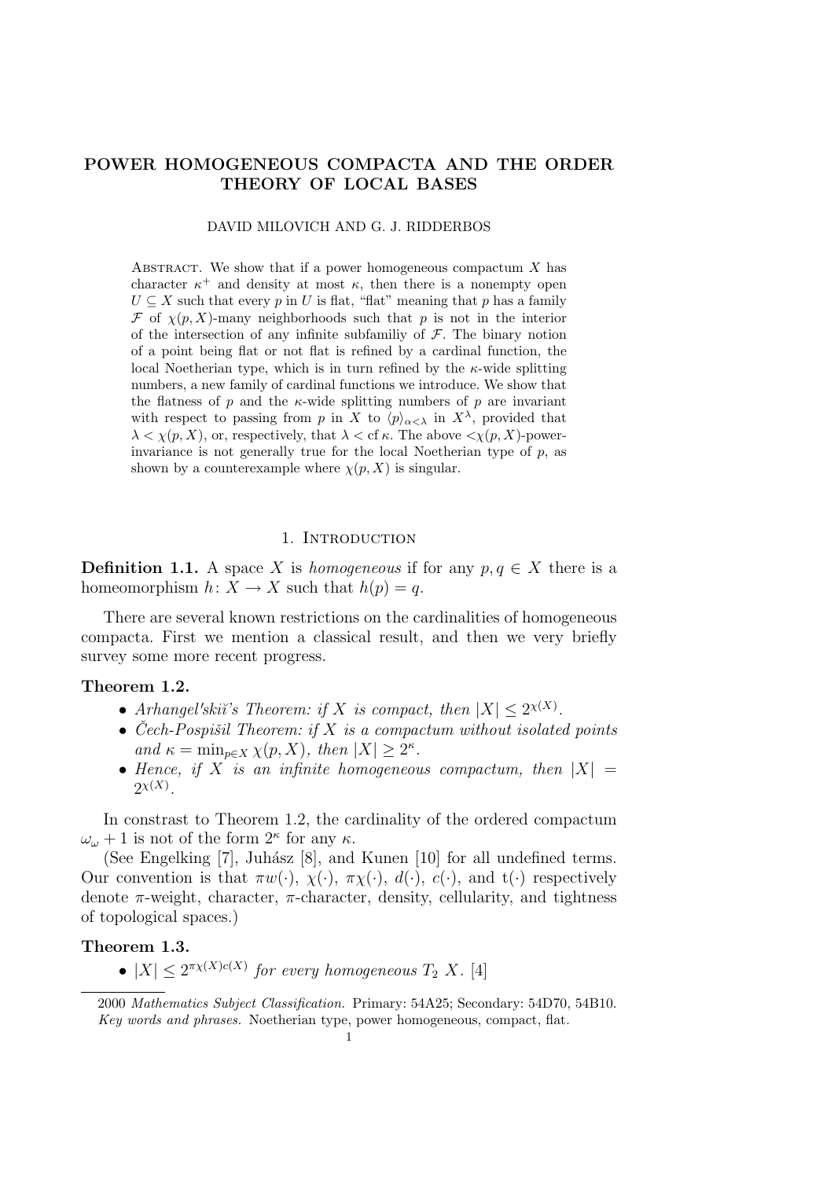# POWER HOMOGENEOUS COMPACTA AND THE ORDER THEORY OF LOCAL BASES

DAVID MILOVICH AND G. J. RIDDERBOS

Abstract. We show that if a power homogeneous compactum $X$ has character $\kappa^+$ and density at most $\kappa$, then there is a nonempty open $U \subseteq X$ such that every $p$ in $U$ is flat, "flat" meaning that $p$ has a family $\mathcal{F}$ of $\chi(p, X)$-many neighborhoods such that $p$ is not in the interior of the intersection of any infinite subfamiliy of $\mathcal{F}$. The binary notion of a point being flat or not flat is refined by a cardinal function, the local Noetherian type, which is in turn refined by the $\kappa$-wide splitting numbers, a new family of cardinal functions we introduce. We show that the flatness of $p$ and the $\kappa$-wide splitting numbers of $p$ are invariant with respect to passing from $p$ in $X$ to $\langle p \rangle_{\alpha<\lambda}$ in $X^\lambda$, provided that $\lambda < \chi(p, X)$, or, respectively, that $\lambda < \operatorname{cf} \kappa$. The above $<\chi(p, X)$-power-invariance is not generally true for the local Noetherian type of $p$, as shown by a counterexample where $\chi(p, X)$ is singular.

## 1. Introduction

**Definition 1.1.** A space $X$ is *homogeneous* if for any $p, q \in X$ there is a homeomorphism $h: X \to X$ such that $h(p) = q$.

There are several known restrictions on the cardinalities of homogeneous compacta. First we mention a classical result, and then we very briefly survey some more recent progress.

**Theorem 1.2.**

- *Arhangel'skiĭ's Theorem: if $X$ is compact, then $|X| \le 2^{\chi(X)}$.*
- *Čech-Pospišil Theorem: if $X$ is a compactum without isolated points and $\kappa = \min_{p \in X} \chi(p, X)$, then $|X| \ge 2^\kappa$.*
- *Hence, if $X$ is an infinite homogeneous compactum, then $|X| = 2^{\chi(X)}$.*

In constrast to Theorem 1.2, the cardinality of the ordered compactum $\omega_\omega + 1$ is not of the form $2^\kappa$ for any $\kappa$.

(See Engelking [7], Juhász [8], and Kunen [10] for all undefined terms. Our convention is that $\pi w(\cdot)$, $\chi(\cdot)$, $\pi\chi(\cdot)$, $d(\cdot)$, $c(\cdot)$, and $\mathrm{t}(\cdot)$ respectively denote $\pi$-weight, character, $\pi$-character, density, cellularity, and tightness of topological spaces.)

**Theorem 1.3.**

- *$|X| \le 2^{\pi\chi(X)c(X)}$ for every homogeneous $T_2$ $X$.* [4]

2000 *Mathematics Subject Classification.* Primary: 54A25; Secondary: 54D70, 54B10.
*Key words and phrases.* Noetherian type, power homogeneous, compact, flat.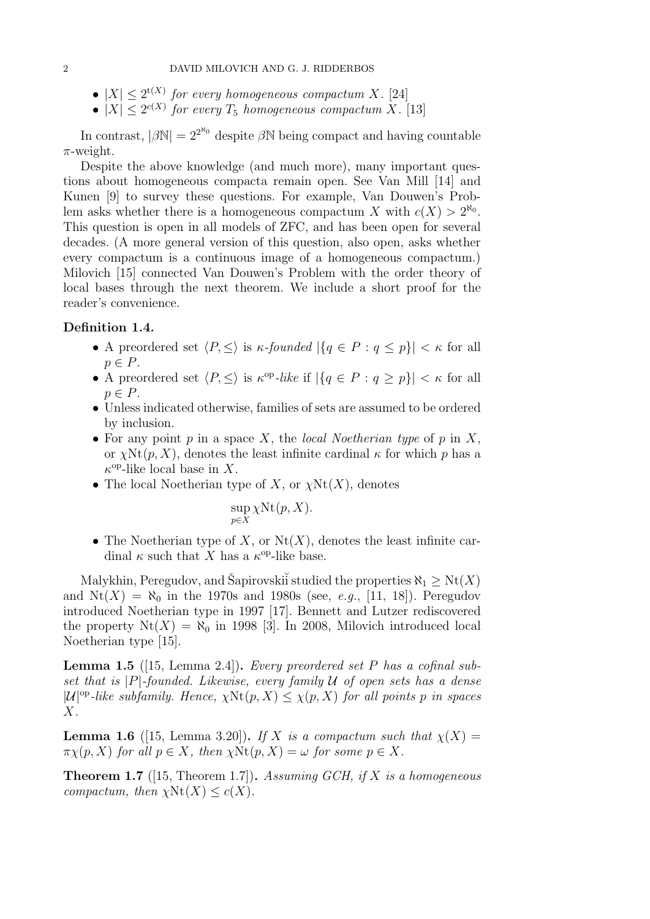- $|X| \leq 2^{\mathrm{t}(X)}$ *for every homogeneous compactum* $X$. [24]
- $|X| \leq 2^{c(X)}$ *for every* $T_5$ *homogeneous compactum* $X$. [13]

In contrast, $|\beta\mathbb{N}| = 2^{2^{\aleph_0}}$ despite $\beta\mathbb{N}$ being compact and having countable $\pi$-weight.

Despite the above knowledge (and much more), many important questions about homogeneous compacta remain open. See Van Mill [14] and Kunen [9] to survey these questions. For example, Van Douwen's Problem asks whether there is a homogeneous compactum $X$ with $c(X) > 2^{\aleph_0}$. This question is open in all models of ZFC, and has been open for several decades. (A more general version of this question, also open, asks whether every compactum is a continuous image of a homogeneous compactum.) Milovich [15] connected Van Douwen's Problem with the order theory of local bases through the next theorem. We include a short proof for the reader's convenience.

**Definition 1.4.**

- A preordered set $\langle P, \leq\rangle$ is *$\kappa$-founded* $|\{q \in P : q \leq p\}| < \kappa$ for all $p \in P$.
- A preordered set $\langle P, \leq\rangle$ is *$\kappa^{\mathrm{op}}$-like* if $|\{q \in P : q \geq p\}| < \kappa$ for all $p \in P$.
- Unless indicated otherwise, families of sets are assumed to be ordered by inclusion.
- For any point $p$ in a space $X$, the *local Noetherian type* of $p$ in $X$, or $\chi\mathrm{Nt}(p, X)$, denotes the least infinite cardinal $\kappa$ for which $p$ has a $\kappa^{\mathrm{op}}$-like local base in $X$.
- The local Noetherian type of $X$, or $\chi\mathrm{Nt}(X)$, denotes

$$\sup_{p\in X} \chi\mathrm{Nt}(p, X).$$

- The Noetherian type of $X$, or $\mathrm{Nt}(X)$, denotes the least infinite cardinal $\kappa$ such that $X$ has a $\kappa^{\mathrm{op}}$-like base.

Malykhin, Peregudov, and Šapirovskiĭ studied the properties $\aleph_1 \geq \mathrm{Nt}(X)$ and $\mathrm{Nt}(X) = \aleph_0$ in the 1970s and 1980s (see, *e.g.*, [11, 18]). Peregudov introduced Noetherian type in 1997 [17]. Bennett and Lutzer rediscovered the property $\mathrm{Nt}(X) = \aleph_0$ in 1998 [3]. In 2008, Milovich introduced local Noetherian type [15].

**Lemma 1.5** ([15, Lemma 2.4])**.** *Every preordered set $P$ has a cofinal subset that is $|P|$-founded. Likewise, every family $\mathcal{U}$ of open sets has a dense $|\mathcal{U}|^{\mathrm{op}}$-like subfamily. Hence, $\chi\mathrm{Nt}(p, X) \leq \chi(p, X)$ for all points $p$ in spaces $X$.*

**Lemma 1.6** ([15, Lemma 3.20])**.** *If $X$ is a compactum such that $\chi(X) = \pi\chi(p, X)$ for all $p \in X$, then $\chi\mathrm{Nt}(p, X) = \omega$ for some $p \in X$.*

**Theorem 1.7** ([15, Theorem 1.7])**.** *Assuming GCH, if $X$ is a homogeneous compactum, then $\chi\mathrm{Nt}(X) \leq c(X)$.*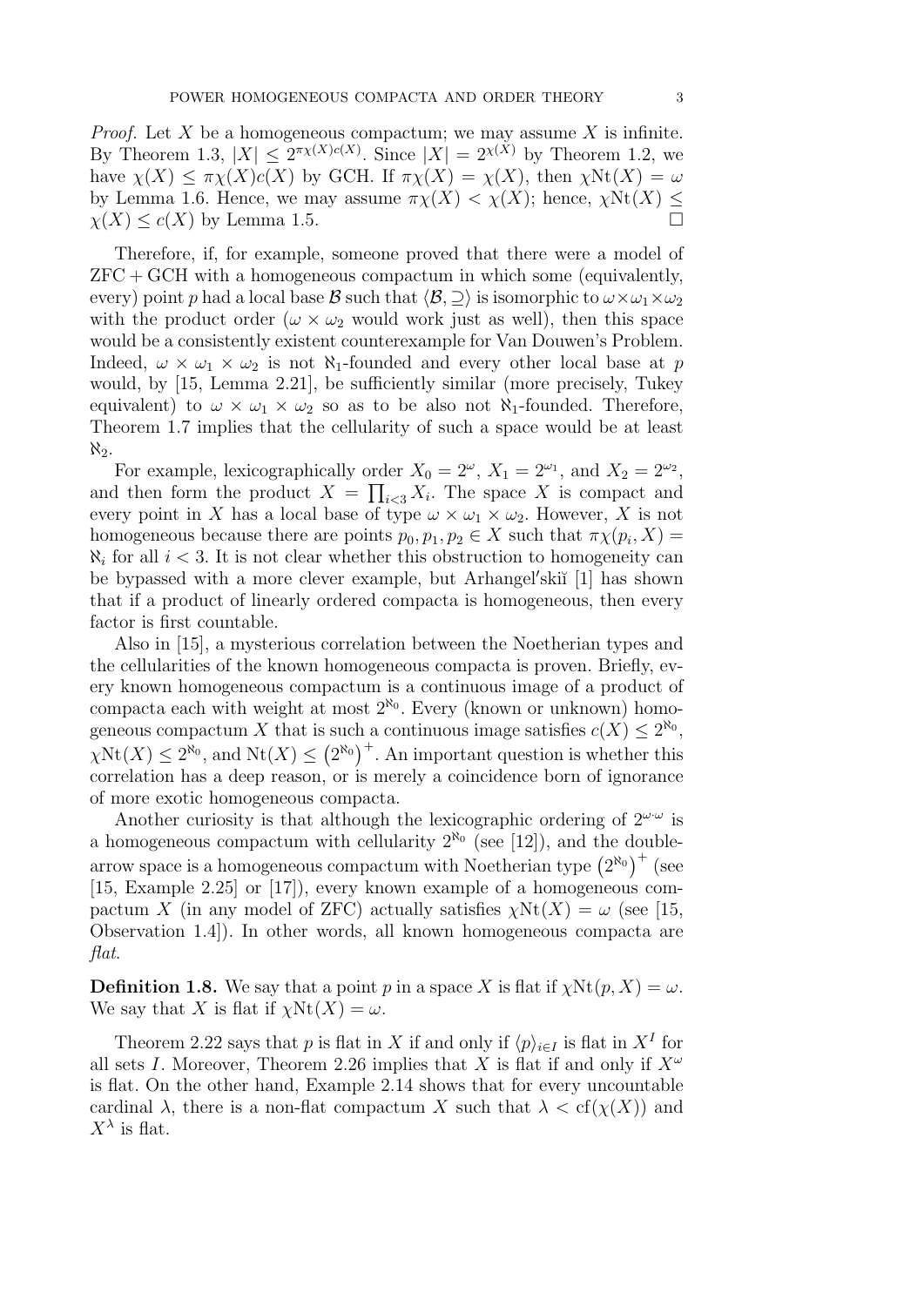*Proof.* Let $X$ be a homogeneous compactum; we may assume $X$ is infinite. By Theorem 1.3, $|X| \leq 2^{\pi\chi(X)c(X)}$. Since $|X| = 2^{\chi(X)}$ by Theorem 1.2, we have $\chi(X) \leq \pi\chi(X)c(X)$ by GCH. If $\pi\chi(X) = \chi(X)$, then $\chi\mathrm{Nt}(X) = \omega$ by Lemma 1.6. Hence, we may assume $\pi\chi(X) < \chi(X)$; hence, $\chi\mathrm{Nt}(X) \leq \chi(X) \leq c(X)$ by Lemma 1.5. □

Therefore, if, for example, someone proved that there were a model of ZFC + GCH with a homogeneous compactum in which some (equivalently, every) point $p$ had a local base $\mathcal{B}$ such that $\langle \mathcal{B}, \supseteq \rangle$ is isomorphic to $\omega \times \omega_1 \times \omega_2$ with the product order ($\omega \times \omega_2$ would work just as well), then this space would be a consistently existent counterexample for Van Douwen's Problem. Indeed, $\omega \times \omega_1 \times \omega_2$ is not $\aleph_1$-founded and every other local base at $p$ would, by [15, Lemma 2.21], be sufficiently similar (more precisely, Tukey equivalent) to $\omega \times \omega_1 \times \omega_2$ so as to be also not $\aleph_1$-founded. Therefore, Theorem 1.7 implies that the cellularity of such a space would be at least $\aleph_2$.

For example, lexicographically order $X_0 = 2^{\omega}$, $X_1 = 2^{\omega_1}$, and $X_2 = 2^{\omega_2}$, and then form the product $X = \prod_{i<3} X_i$. The space $X$ is compact and every point in $X$ has a local base of type $\omega \times \omega_1 \times \omega_2$. However, $X$ is not homogeneous because there are points $p_0, p_1, p_2 \in X$ such that $\pi\chi(p_i, X) = \aleph_i$ for all $i < 3$. It is not clear whether this obstruction to homogeneity can be bypassed with a more clever example, but Arhangel′skiĭ [1] has shown that if a product of linearly ordered compacta is homogeneous, then every factor is first countable.

Also in [15], a mysterious correlation between the Noetherian types and the cellularities of the known homogeneous compacta is proven. Briefly, every known homogeneous compactum is a continuous image of a product of compacta each with weight at most $2^{\aleph_0}$. Every (known or unknown) homogeneous compactum $X$ that is such a continuous image satisfies $c(X) \leq 2^{\aleph_0}$, $\chi\mathrm{Nt}(X) \leq 2^{\aleph_0}$, and $\mathrm{Nt}(X) \leq \left(2^{\aleph_0}\right)^+$. An important question is whether this correlation has a deep reason, or is merely a coincidence born of ignorance of more exotic homogeneous compacta.

Another curiosity is that although the lexicographic ordering of $2^{\omega\cdot\omega}$ is a homogeneous compactum with cellularity $2^{\aleph_0}$ (see [12]), and the double-arrow space is a homogeneous compactum with Noetherian type $\left(2^{\aleph_0}\right)^+$ (see [15, Example 2.25] or [17]), every known example of a homogeneous compactum $X$ (in any model of ZFC) actually satisfies $\chi\mathrm{Nt}(X) = \omega$ (see [15, Observation 1.4]). In other words, all known homogeneous compacta are *flat*.

**Definition 1.8.** We say that a point $p$ in a space $X$ is flat if $\chi\mathrm{Nt}(p, X) = \omega$. We say that $X$ is flat if $\chi\mathrm{Nt}(X) = \omega$.

Theorem 2.22 says that $p$ is flat in $X$ if and only if $\langle p \rangle_{i\in I}$ is flat in $X^I$ for all sets $I$. Moreover, Theorem 2.26 implies that $X$ is flat if and only if $X^{\omega}$ is flat. On the other hand, Example 2.14 shows that for every uncountable cardinal $\lambda$, there is a non-flat compactum $X$ such that $\lambda < \mathrm{cf}(\chi(X))$ and $X^{\lambda}$ is flat.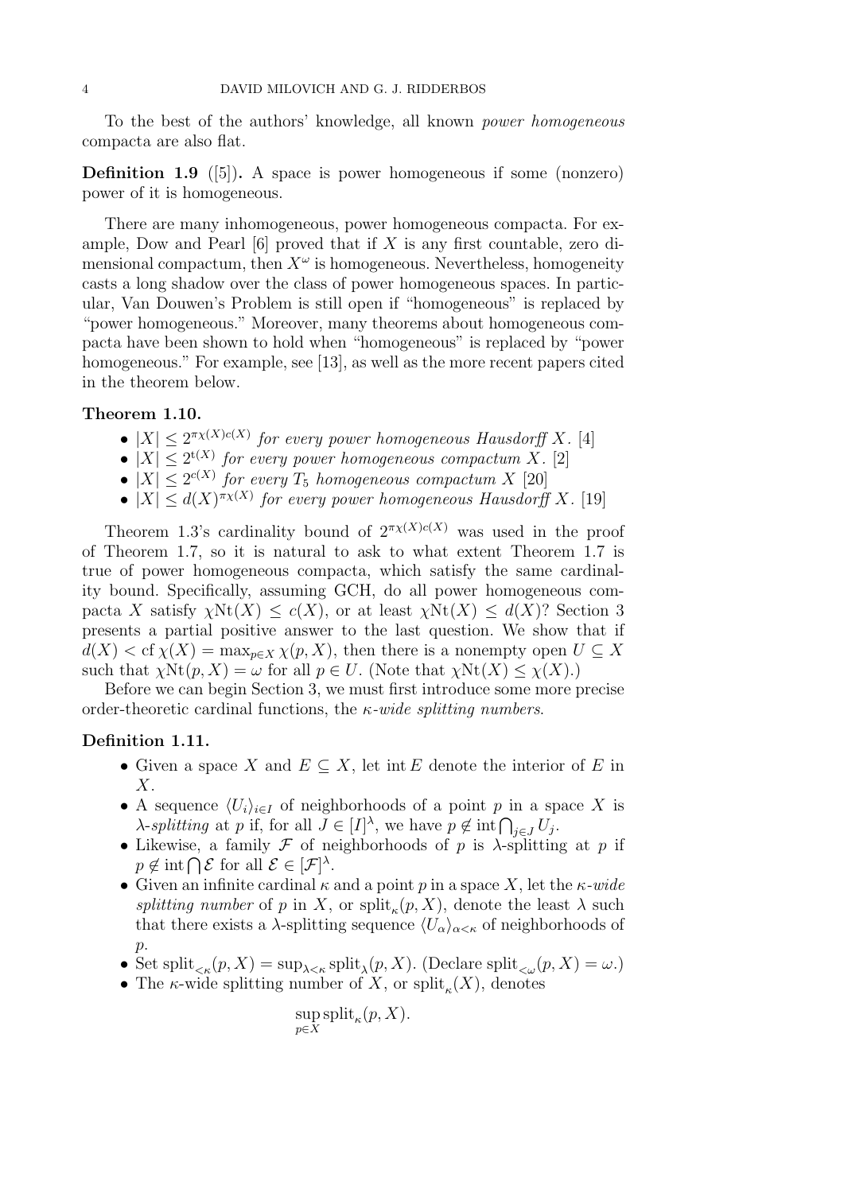To the best of the authors' knowledge, all known *power homogeneous* compacta are also flat.

**Definition 1.9** ([5])**.** A space is power homogeneous if some (nonzero) power of it is homogeneous.

There are many inhomogeneous, power homogeneous compacta. For example, Dow and Pearl [6] proved that if $X$ is any first countable, zero dimensional compactum, then $X^\omega$ is homogeneous. Nevertheless, homogeneity casts a long shadow over the class of power homogeneous spaces. In particular, Van Douwen's Problem is still open if "homogeneous" is replaced by "power homogeneous." Moreover, many theorems about homogeneous compacta have been shown to hold when "homogeneous" is replaced by "power homogeneous." For example, see [13], as well as the more recent papers cited in the theorem below.

**Theorem 1.10.**

- $|X| \leq 2^{\pi\chi(X)c(X)}$ *for every power homogeneous Hausdorff* $X$. [4]
- $|X| \leq 2^{\mathrm{t}(X)}$ *for every power homogeneous compactum* $X$. [2]
- $|X| \leq 2^{c(X)}$ *for every* $T_5$ *homogeneous compactum* $X$ [20]
- $|X| \leq d(X)^{\pi\chi(X)}$ *for every power homogeneous Hausdorff* $X$. [19]

Theorem 1.3's cardinality bound of $2^{\pi\chi(X)c(X)}$ was used in the proof of Theorem 1.7, so it is natural to ask to what extent Theorem 1.7 is true of power homogeneous compacta, which satisfy the same cardinality bound. Specifically, assuming GCH, do all power homogeneous compacta $X$ satisfy $\chi\mathrm{Nt}(X) \leq c(X)$, or at least $\chi\mathrm{Nt}(X) \leq d(X)$? Section 3 presents a partial positive answer to the last question. We show that if $d(X) < \mathrm{cf}\,\chi(X) = \max_{p\in X} \chi(p, X)$, then there is a nonempty open $U \subseteq X$ such that $\chi\mathrm{Nt}(p, X) = \omega$ for all $p \in U$. (Note that $\chi\mathrm{Nt}(X) \leq \chi(X)$.)

Before we can begin Section 3, we must first introduce some more precise order-theoretic cardinal functions, the *$\kappa$-wide splitting numbers*.

**Definition 1.11.**

- Given a space $X$ and $E \subseteq X$, let $\mathrm{int}\, E$ denote the interior of $E$ in $X$.
- A sequence $\langle U_i \rangle_{i\in I}$ of neighborhoods of a point $p$ in a space $X$ is *$\lambda$-splitting* at $p$ if, for all $J \in [I]^\lambda$, we have $p \notin \mathrm{int} \bigcap_{j\in J} U_j$.
- Likewise, a family $\mathcal{F}$ of neighborhoods of $p$ is $\lambda$-splitting at $p$ if $p \notin \mathrm{int} \bigcap \mathcal{E}$ for all $\mathcal{E} \in [\mathcal{F}]^\lambda$.
- Given an infinite cardinal $\kappa$ and a point $p$ in a space $X$, let the *$\kappa$-wide splitting number* of $p$ in $X$, or $\mathrm{split}_\kappa(p, X)$, denote the least $\lambda$ such that there exists a $\lambda$-splitting sequence $\langle U_\alpha \rangle_{\alpha<\kappa}$ of neighborhoods of $p$.
- Set $\mathrm{split}_{<\kappa}(p, X) = \sup_{\lambda<\kappa} \mathrm{split}_\lambda(p, X)$. (Declare $\mathrm{split}_{<\omega}(p, X) = \omega$.)
- The $\kappa$-wide splitting number of $X$, or $\mathrm{split}_\kappa(X)$, denotes

$$\sup_{p\in X} \mathrm{split}_\kappa(p, X).$$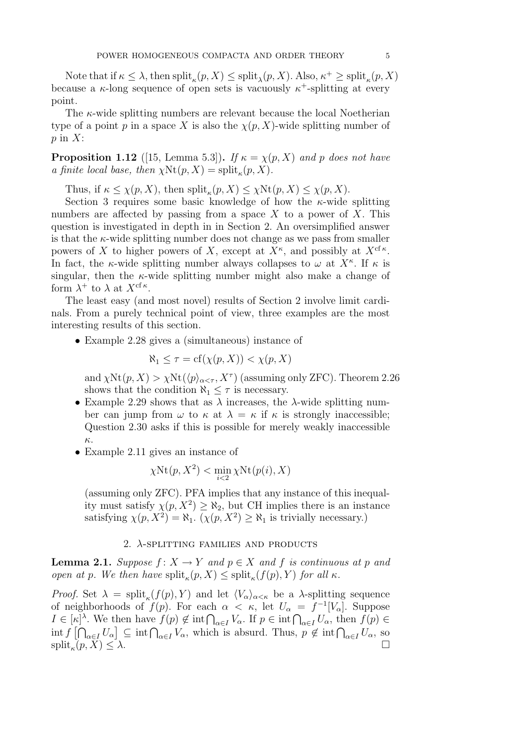Note that if $\kappa \leq \lambda$, then $\operatorname{split}_\kappa(p, X) \leq \operatorname{split}_\lambda(p, X)$. Also, $\kappa^+ \geq \operatorname{split}_\kappa(p, X)$ because a $\kappa$-long sequence of open sets is vacuously $\kappa^+$-splitting at every point.

The $\kappa$-wide splitting numbers are relevant because the local Noetherian type of a point $p$ in a space $X$ is also the $\chi(p, X)$-wide splitting number of $p$ in $X$:

**Proposition 1.12** ([15, Lemma 5.3])**.** *If $\kappa = \chi(p, X)$ and $p$ does not have a finite local base, then $\chi\mathrm{Nt}(p, X) = \operatorname{split}_\kappa(p, X)$.*

Thus, if $\kappa \leq \chi(p, X)$, then $\operatorname{split}_\kappa(p, X) \leq \chi\mathrm{Nt}(p, X) \leq \chi(p, X)$.

Section 3 requires some basic knowledge of how the $\kappa$-wide splitting numbers are affected by passing from a space $X$ to a power of $X$. This question is investigated in depth in in Section 2. An oversimplified answer is that the $\kappa$-wide splitting number does not change as we pass from smaller powers of $X$ to higher powers of $X$, except at $X^\kappa$, and possibly at $X^{\operatorname{cf}\kappa}$. In fact, the $\kappa$-wide splitting number always collapses to $\omega$ at $X^\kappa$. If $\kappa$ is singular, then the $\kappa$-wide splitting number might also make a change of form $\lambda^+$ to $\lambda$ at $X^{\operatorname{cf}\kappa}$.

The least easy (and most novel) results of Section 2 involve limit cardinals. From a purely technical point of view, three examples are the most interesting results of this section.

- Example 2.28 gives a (simultaneous) instance of
$$\aleph_1 \leq \tau = \operatorname{cf}(\chi(p, X)) < \chi(p, X)$$
and $\chi\mathrm{Nt}(p, X) > \chi\mathrm{Nt}(\langle p \rangle_{\alpha<\tau}, X^\tau)$ (assuming only ZFC). Theorem 2.26 shows that the condition $\aleph_1 \leq \tau$ is necessary.
- Example 2.29 shows that as $\lambda$ increases, the $\lambda$-wide splitting number can jump from $\omega$ to $\kappa$ at $\lambda = \kappa$ if $\kappa$ is strongly inaccessible; Question 2.30 asks if this is possible for merely weakly inaccessible $\kappa$.
- Example 2.11 gives an instance of
$$\chi\mathrm{Nt}(p, X^2) < \min_{i<2} \chi\mathrm{Nt}(p(i), X)$$
(assuming only ZFC). PFA implies that any instance of this inequality must satisfy $\chi(p, X^2) \geq \aleph_2$, but CH implies there is an instance satisfying $\chi(p, X^2) = \aleph_1$. ($\chi(p, X^2) \geq \aleph_1$ is trivially necessary.)

## 2. $\lambda$-splitting families and products

**Lemma 2.1.** *Suppose $f\colon X \to Y$ and $p \in X$ and $f$ is continuous at $p$ and open at $p$. We then have $\operatorname{split}_\kappa(p, X) \leq \operatorname{split}_\kappa(f(p), Y)$ for all $\kappa$.*

*Proof.* Set $\lambda = \operatorname{split}_\kappa(f(p), Y)$ and let $\langle V_\alpha \rangle_{\alpha<\kappa}$ be a $\lambda$-splitting sequence of neighborhoods of $f(p)$. For each $\alpha < \kappa$, let $U_\alpha = f^{-1}[V_\alpha]$. Suppose $I \in [\kappa]^\lambda$. We then have $f(p) \notin \operatorname{int} \bigcap_{\alpha \in I} V_\alpha$. If $p \in \operatorname{int} \bigcap_{\alpha \in I} U_\alpha$, then $f(p) \in \operatorname{int} f\left[\bigcap_{\alpha \in I} U_\alpha\right] \subseteq \operatorname{int} \bigcap_{\alpha \in I} V_\alpha$, which is absurd. Thus, $p \notin \operatorname{int} \bigcap_{\alpha \in I} U_\alpha$, so $\operatorname{split}_\kappa(p, X) \leq \lambda$. □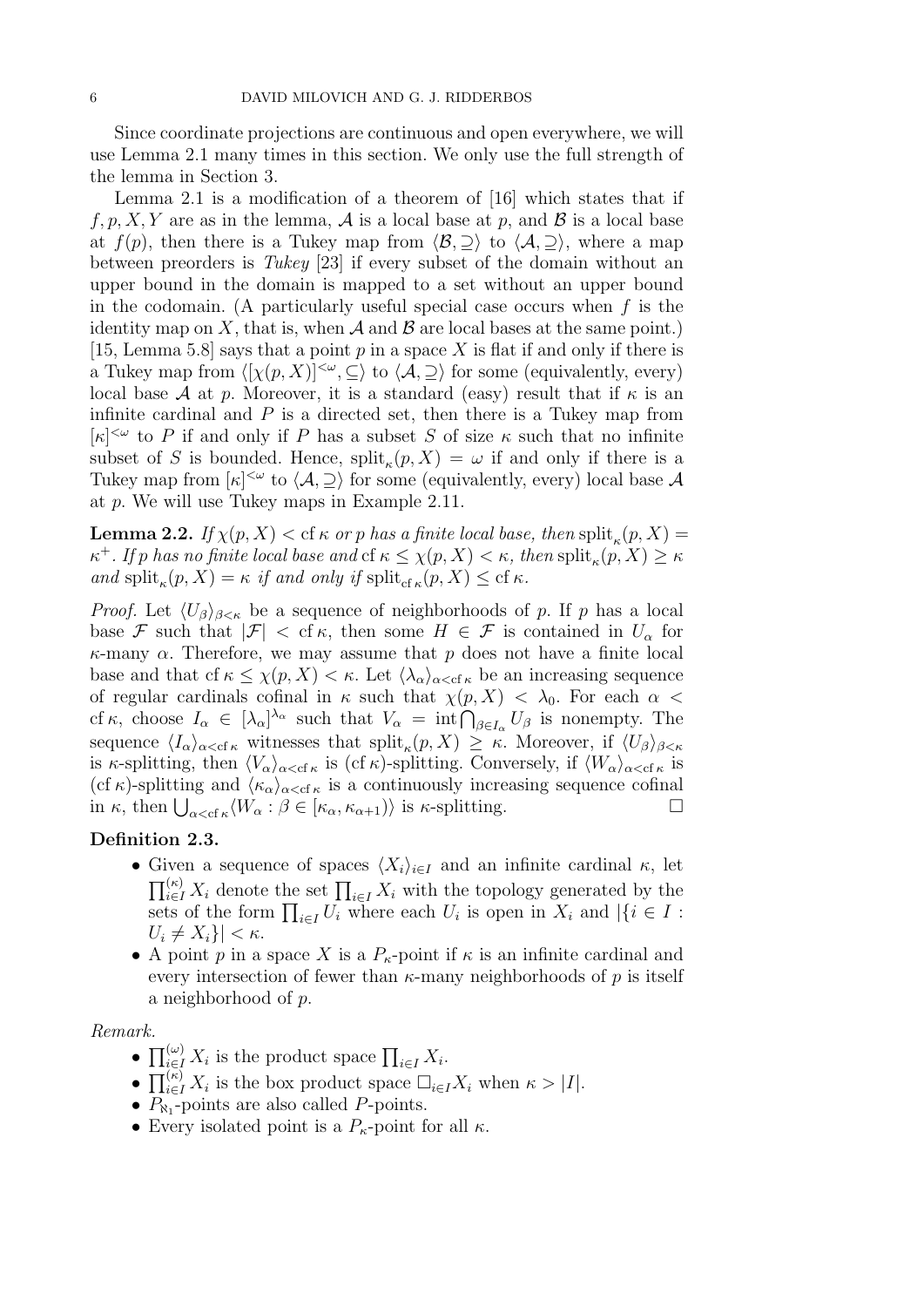Since coordinate projections are continuous and open everywhere, we will use Lemma 2.1 many times in this section. We only use the full strength of the lemma in Section 3.

Lemma 2.1 is a modification of a theorem of [16] which states that if $f, p, X, Y$ are as in the lemma, $\mathcal{A}$ is a local base at $p$, and $\mathcal{B}$ is a local base at $f(p)$, then there is a Tukey map from $\langle \mathcal{B}, \supseteq \rangle$ to $\langle \mathcal{A}, \supseteq \rangle$, where a map between preorders is *Tukey* [23] if every subset of the domain without an upper bound in the domain is mapped to a set without an upper bound in the codomain. (A particularly useful special case occurs when $f$ is the identity map on $X$, that is, when $\mathcal{A}$ and $\mathcal{B}$ are local bases at the same point.) [15, Lemma 5.8] says that a point $p$ in a space $X$ is flat if and only if there is a Tukey map from $\langle [\chi(p, X)]^{<\omega}, \subseteq \rangle$ to $\langle \mathcal{A}, \supseteq \rangle$ for some (equivalently, every) local base $\mathcal{A}$ at $p$. Moreover, it is a standard (easy) result that if $\kappa$ is an infinite cardinal and $P$ is a directed set, then there is a Tukey map from $[\kappa]^{<\omega}$ to $P$ if and only if $P$ has a subset $S$ of size $\kappa$ such that no infinite subset of $S$ is bounded. Hence, $\operatorname{split}_\kappa(p, X) = \omega$ if and only if there is a Tukey map from $[\kappa]^{<\omega}$ to $\langle \mathcal{A}, \supseteq \rangle$ for some (equivalently, every) local base $\mathcal{A}$ at $p$. We will use Tukey maps in Example 2.11.

**Lemma 2.2.** *If $\chi(p, X) < \operatorname{cf} \kappa$ or $p$ has a finite local base, then $\operatorname{split}_\kappa(p, X) = \kappa^+$. If $p$ has no finite local base and $\operatorname{cf} \kappa \leq \chi(p, X) < \kappa$, then $\operatorname{split}_\kappa(p, X) \geq \kappa$ and $\operatorname{split}_\kappa(p, X) = \kappa$ if and only if $\operatorname{split}_{\operatorname{cf} \kappa}(p, X) \leq \operatorname{cf} \kappa$.*

*Proof.* Let $\langle U_\beta \rangle_{\beta < \kappa}$ be a sequence of neighborhoods of $p$. If $p$ has a local base $\mathcal{F}$ such that $|\mathcal{F}| < \operatorname{cf} \kappa$, then some $H \in \mathcal{F}$ is contained in $U_\alpha$ for $\kappa$-many $\alpha$. Therefore, we may assume that $p$ does not have a finite local base and that $\operatorname{cf} \kappa \leq \chi(p, X) < \kappa$. Let $\langle \lambda_\alpha \rangle_{\alpha < \operatorname{cf} \kappa}$ be an increasing sequence of regular cardinals cofinal in $\kappa$ such that $\chi(p, X) < \lambda_0$. For each $\alpha < \operatorname{cf} \kappa$, choose $I_\alpha \in [\lambda_\alpha]^{\lambda_\alpha}$ such that $V_\alpha = \operatorname{int} \bigcap_{\beta \in I_\alpha} U_\beta$ is nonempty. The sequence $\langle I_\alpha \rangle_{\alpha < \operatorname{cf} \kappa}$ witnesses that $\operatorname{split}_\kappa(p, X) \geq \kappa$. Moreover, if $\langle U_\beta \rangle_{\beta < \kappa}$ is $\kappa$-splitting, then $\langle V_\alpha \rangle_{\alpha < \operatorname{cf} \kappa}$ is $(\operatorname{cf} \kappa)$-splitting. Conversely, if $\langle W_\alpha \rangle_{\alpha < \operatorname{cf} \kappa}$ is $(\operatorname{cf} \kappa)$-splitting and $\langle \kappa_\alpha \rangle_{\alpha < \operatorname{cf} \kappa}$ is a continuously increasing sequence cofinal in $\kappa$, then $\bigcup_{\alpha < \operatorname{cf} \kappa} \langle W_\alpha : \beta \in [\kappa_\alpha, \kappa_{\alpha+1}) \rangle$ is $\kappa$-splitting. $\square$

**Definition 2.3.**

- Given a sequence of spaces $\langle X_i \rangle_{i \in I}$ and an infinite cardinal $\kappa$, let $\prod_{i \in I}^{(\kappa)} X_i$ denote the set $\prod_{i \in I} X_i$ with the topology generated by the sets of the form $\prod_{i \in I} U_i$ where each $U_i$ is open in $X_i$ and $|\{i \in I : U_i \neq X_i\}| < \kappa$.
- A point $p$ in a space $X$ is a $P_\kappa$-point if $\kappa$ is an infinite cardinal and every intersection of fewer than $\kappa$-many neighborhoods of $p$ is itself a neighborhood of $p$.

*Remark.*

- $\prod_{i \in I}^{(\omega)} X_i$ is the product space $\prod_{i \in I} X_i$.
- $\prod_{i \in I}^{(\kappa)} X_i$ is the box product space $\square_{i \in I} X_i$ when $\kappa > |I|$.
- $P_{\aleph_1}$-points are also called $P$-points.
- Every isolated point is a $P_\kappa$-point for all $\kappa$.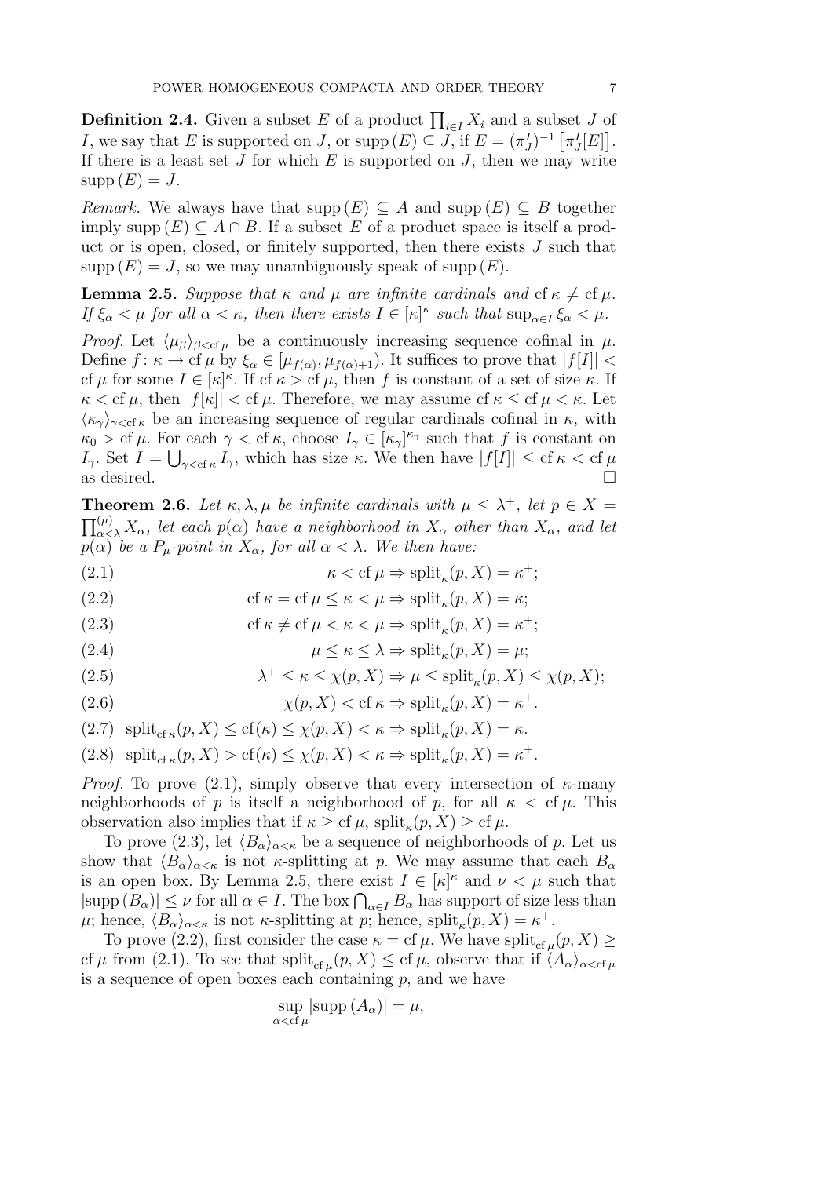**Definition 2.4.** Given a subset $E$ of a product $\prod_{i\in I} X_i$ and a subset $J$ of $I$, we say that $E$ is supported on $J$, or $\operatorname{supp}(E) \subseteq J$, if $E = (\pi^I_J)^{-1}\left[\pi^I_J[E]\right]$. If there is a least set $J$ for which $E$ is supported on $J$, then we may write $\operatorname{supp}(E) = J$.

*Remark.* We always have that $\operatorname{supp}(E) \subseteq A$ and $\operatorname{supp}(E) \subseteq B$ together imply $\operatorname{supp}(E) \subseteq A \cap B$. If a subset $E$ of a product space is itself a product or is open, closed, or finitely supported, then there exists $J$ such that $\operatorname{supp}(E) = J$, so we may unambiguously speak of $\operatorname{supp}(E)$.

**Lemma 2.5.** *Suppose that $\kappa$ and $\mu$ are infinite cardinals and $\operatorname{cf}\kappa \neq \operatorname{cf}\mu$. If $\xi_\alpha < \mu$ for all $\alpha < \kappa$, then there exists $I \in [\kappa]^\kappa$ such that $\sup_{\alpha\in I} \xi_\alpha < \mu$.*

*Proof.* Let $\langle \mu_\beta\rangle_{\beta<\operatorname{cf}\mu}$ be a continuously increasing sequence cofinal in $\mu$. Define $f\colon \kappa \to \operatorname{cf}\mu$ by $\xi_\alpha \in [\mu_{f(\alpha)}, \mu_{f(\alpha)+1})$. It suffices to prove that $|f[I]| < \operatorname{cf}\mu$ for some $I \in [\kappa]^\kappa$. If $\operatorname{cf}\kappa > \operatorname{cf}\mu$, then $f$ is constant of a set of size $\kappa$. If $\kappa < \operatorname{cf}\mu$, then $|f[\kappa]| < \operatorname{cf}\mu$. Therefore, we may assume $\operatorname{cf}\kappa \leq \operatorname{cf}\mu < \kappa$. Let $\langle \kappa_\gamma\rangle_{\gamma<\operatorname{cf}\kappa}$ be an increasing sequence of regular cardinals cofinal in $\kappa$, with $\kappa_0 > \operatorname{cf}\mu$. For each $\gamma < \operatorname{cf}\kappa$, choose $I_\gamma \in [\kappa_\gamma]^{\kappa_\gamma}$ such that $f$ is constant on $I_\gamma$. Set $I = \bigcup_{\gamma<\operatorname{cf}\kappa} I_\gamma$, which has size $\kappa$. We then have $|f[I]| \leq \operatorname{cf}\kappa < \operatorname{cf}\mu$ as desired. $\square$

**Theorem 2.6.** *Let $\kappa, \lambda, \mu$ be infinite cardinals with $\mu \leq \lambda^+$, let $p \in X = \prod^{(\mu)}_{\alpha<\lambda} X_\alpha$, let each $p(\alpha)$ have a neighborhood in $X_\alpha$ other than $X_\alpha$, and let $p(\alpha)$ be a $P_\mu$-point in $X_\alpha$, for all $\alpha < \lambda$. We then have:*

$$\kappa < \operatorname{cf}\mu \Rightarrow \operatorname{split}_\kappa(p, X) = \kappa^+; \tag{2.1}$$

$$\operatorname{cf}\kappa = \operatorname{cf}\mu \leq \kappa < \mu \Rightarrow \operatorname{split}_\kappa(p, X) = \kappa; \tag{2.2}$$

$$\operatorname{cf}\kappa \neq \operatorname{cf}\mu < \kappa < \mu \Rightarrow \operatorname{split}_\kappa(p, X) = \kappa^+; \tag{2.3}$$

$$\mu \leq \kappa \leq \lambda \Rightarrow \operatorname{split}_\kappa(p, X) = \mu; \tag{2.4}$$

$$\lambda^+ \leq \kappa \leq \chi(p, X) \Rightarrow \mu \leq \operatorname{split}_\kappa(p, X) \leq \chi(p, X); \tag{2.5}$$

$$\chi(p, X) < \operatorname{cf}\kappa \Rightarrow \operatorname{split}_\kappa(p, X) = \kappa^+. \tag{2.6}$$

$$\operatorname{split}_{\operatorname{cf}\kappa}(p, X) \leq \operatorname{cf}(\kappa) \leq \chi(p, X) < \kappa \Rightarrow \operatorname{split}_\kappa(p, X) = \kappa. \tag{2.7}$$

$$\operatorname{split}_{\operatorname{cf}\kappa}(p, X) > \operatorname{cf}(\kappa) \leq \chi(p, X) < \kappa \Rightarrow \operatorname{split}_\kappa(p, X) = \kappa^+. \tag{2.8}$$

*Proof.* To prove (2.1), simply observe that every intersection of $\kappa$-many neighborhoods of $p$ is itself a neighborhood of $p$, for all $\kappa < \operatorname{cf}\mu$. This observation also implies that if $\kappa \geq \operatorname{cf}\mu$, $\operatorname{split}_\kappa(p, X) \geq \operatorname{cf}\mu$.

To prove (2.3), let $\langle B_\alpha\rangle_{\alpha<\kappa}$ be a sequence of neighborhoods of $p$. Let us show that $\langle B_\alpha\rangle_{\alpha<\kappa}$ is not $\kappa$-splitting at $p$. We may assume that each $B_\alpha$ is an open box. By Lemma 2.5, there exist $I \in [\kappa]^\kappa$ and $\nu < \mu$ such that $|\operatorname{supp}(B_\alpha)| \leq \nu$ for all $\alpha \in I$. The box $\bigcap_{\alpha\in I} B_\alpha$ has support of size less than $\mu$; hence, $\langle B_\alpha\rangle_{\alpha<\kappa}$ is not $\kappa$-splitting at $p$; hence, $\operatorname{split}_\kappa(p, X) = \kappa^+$.

To prove (2.2), first consider the case $\kappa = \operatorname{cf}\mu$. We have $\operatorname{split}_{\operatorname{cf}\mu}(p, X) \geq \operatorname{cf}\mu$ from (2.1). To see that $\operatorname{split}_{\operatorname{cf}\mu}(p, X) \leq \operatorname{cf}\mu$, observe that if $\langle A_\alpha\rangle_{\alpha<\operatorname{cf}\mu}$ is a sequence of open boxes each containing $p$, and we have

$$\sup_{\alpha<\operatorname{cf}\mu} |\operatorname{supp}(A_\alpha)| = \mu,$$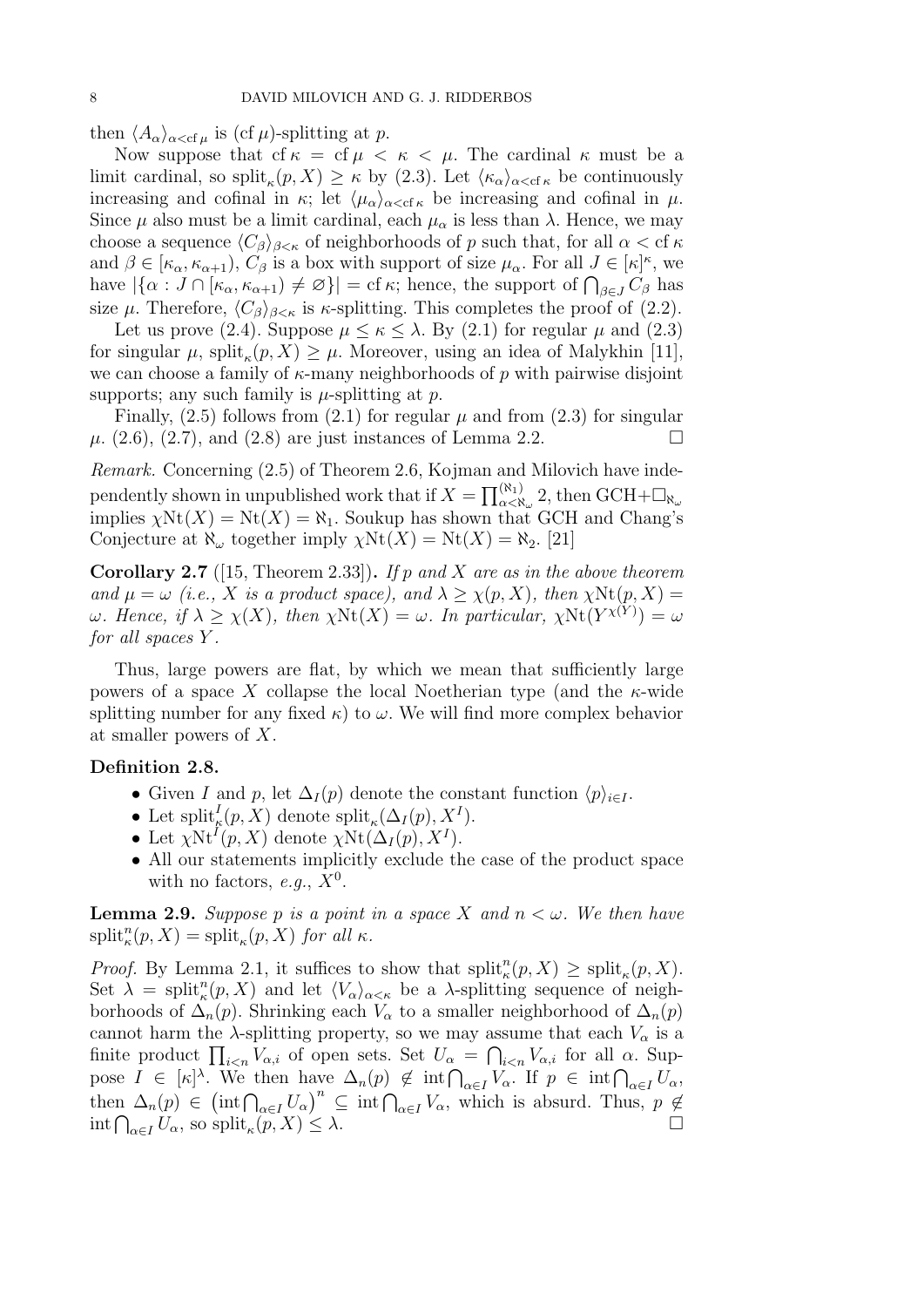then $\langle A_\alpha \rangle_{\alpha < \operatorname{cf}\mu}$ is $(\operatorname{cf}\mu)$-splitting at $p$.

Now suppose that $\operatorname{cf}\kappa = \operatorname{cf}\mu < \kappa < \mu$. The cardinal $\kappa$ must be a limit cardinal, so $\operatorname{split}_\kappa(p, X) \geq \kappa$ by (2.3). Let $\langle \kappa_\alpha \rangle_{\alpha < \operatorname{cf}\kappa}$ be continuously increasing and cofinal in $\kappa$; let $\langle \mu_\alpha \rangle_{\alpha < \operatorname{cf}\kappa}$ be increasing and cofinal in $\mu$. Since $\mu$ also must be a limit cardinal, each $\mu_\alpha$ is less than $\lambda$. Hence, we may choose a sequence $\langle C_\beta \rangle_{\beta < \kappa}$ of neighborhoods of $p$ such that, for all $\alpha < \operatorname{cf}\kappa$ and $\beta \in [\kappa_\alpha, \kappa_{\alpha+1})$, $C_\beta$ is a box with support of size $\mu_\alpha$. For all $J \in [\kappa]^\kappa$, we have $|\{\alpha : J \cap [\kappa_\alpha, \kappa_{\alpha+1}) \neq \varnothing\}| = \operatorname{cf}\kappa$; hence, the support of $\bigcap_{\beta \in J} C_\beta$ has size $\mu$. Therefore, $\langle C_\beta \rangle_{\beta < \kappa}$ is $\kappa$-splitting. This completes the proof of (2.2).

Let us prove (2.4). Suppose $\mu \leq \kappa \leq \lambda$. By (2.1) for regular $\mu$ and (2.3) for singular $\mu$, $\operatorname{split}_\kappa(p, X) \geq \mu$. Moreover, using an idea of Malykhin [11], we can choose a family of $\kappa$-many neighborhoods of $p$ with pairwise disjoint supports; any such family is $\mu$-splitting at $p$.

Finally, (2.5) follows from (2.1) for regular $\mu$ and from (2.3) for singular $\mu$. (2.6), (2.7), and (2.8) are just instances of Lemma 2.2. $\square$

*Remark.* Concerning (2.5) of Theorem 2.6, Kojman and Milovich have independently shown in unpublished work that if $X = \prod_{\alpha < \aleph_\omega}^{(\aleph_1)} 2$, then $\mathrm{GCH} + \square_{\aleph_\omega}$ implies $\chi\mathrm{Nt}(X) = \mathrm{Nt}(X) = \aleph_1$. Soukup has shown that GCH and Chang's Conjecture at $\aleph_\omega$ together imply $\chi\mathrm{Nt}(X) = \mathrm{Nt}(X) = \aleph_2$. [21]

**Corollary 2.7** ([15, Theorem 2.33])**.** *If $p$ and $X$ are as in the above theorem and $\mu = \omega$ (i.e., $X$ is a product space), and $\lambda \geq \chi(p, X)$, then $\chi\mathrm{Nt}(p, X) = \omega$. Hence, if $\lambda \geq \chi(X)$, then $\chi\mathrm{Nt}(X) = \omega$. In particular, $\chi\mathrm{Nt}(Y^{\chi(Y)}) = \omega$ for all spaces $Y$.*

Thus, large powers are flat, by which we mean that sufficiently large powers of a space $X$ collapse the local Noetherian type (and the $\kappa$-wide splitting number for any fixed $\kappa$) to $\omega$. We will find more complex behavior at smaller powers of $X$.

**Definition 2.8.**

- Given $I$ and $p$, let $\Delta_I(p)$ denote the constant function $\langle p \rangle_{i \in I}$.
- Let $\operatorname{split}^I_\kappa(p, X)$ denote $\operatorname{split}_\kappa(\Delta_I(p), X^I)$.
- Let $\chi\mathrm{Nt}^I(p, X)$ denote $\chi\mathrm{Nt}(\Delta_I(p), X^I)$.
- All our statements implicitly exclude the case of the product space with no factors, *e.g.*, $X^0$.

**Lemma 2.9.** *Suppose $p$ is a point in a space $X$ and $n < \omega$. We then have $\operatorname{split}^n_\kappa(p, X) = \operatorname{split}_\kappa(p, X)$ for all $\kappa$.*

*Proof.* By Lemma 2.1, it suffices to show that $\operatorname{split}^n_\kappa(p, X) \geq \operatorname{split}_\kappa(p, X)$. Set $\lambda = \operatorname{split}^n_\kappa(p, X)$ and let $\langle V_\alpha \rangle_{\alpha < \kappa}$ be a $\lambda$-splitting sequence of neighborhoods of $\Delta_n(p)$. Shrinking each $V_\alpha$ to a smaller neighborhood of $\Delta_n(p)$ cannot harm the $\lambda$-splitting property, so we may assume that each $V_\alpha$ is a finite product $\prod_{i<n} V_{\alpha,i}$ of open sets. Set $U_\alpha = \bigcap_{i<n} V_{\alpha,i}$ for all $\alpha$. Suppose $I \in [\kappa]^\lambda$. We then have $\Delta_n(p) \notin \operatorname{int}\bigcap_{\alpha \in I} V_\alpha$. If $p \in \operatorname{int}\bigcap_{\alpha \in I} U_\alpha$, then $\Delta_n(p) \in \left(\operatorname{int}\bigcap_{\alpha \in I} U_\alpha\right)^n \subseteq \operatorname{int}\bigcap_{\alpha \in I} V_\alpha$, which is absurd. Thus, $p \notin \operatorname{int}\bigcap_{\alpha \in I} U_\alpha$, so $\operatorname{split}_\kappa(p, X) \leq \lambda$. $\square$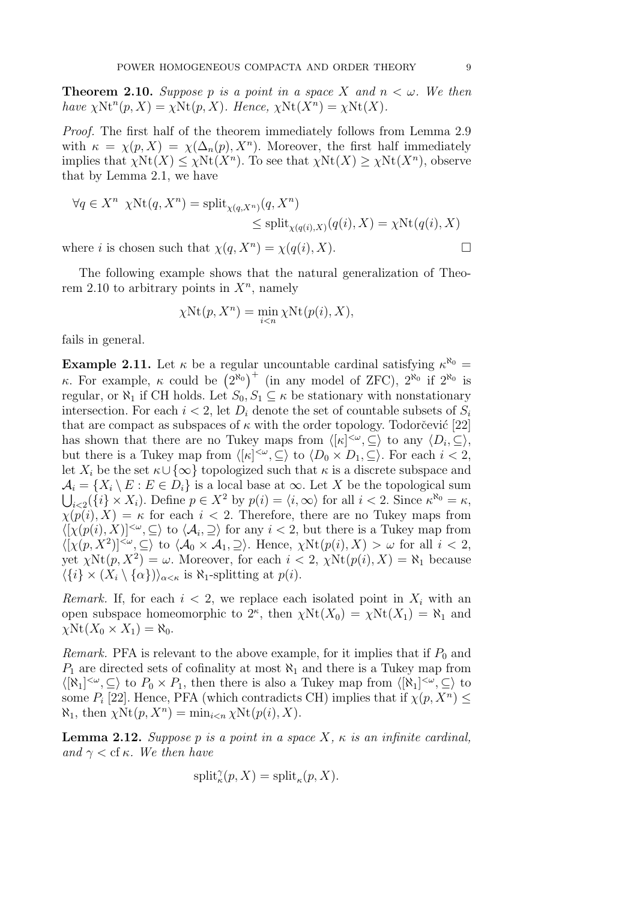**Theorem 2.10.** *Suppose $p$ is a point in a space $X$ and $n < \omega$. We then have $\chi\mathrm{Nt}^n(p, X) = \chi\mathrm{Nt}(p, X)$. Hence, $\chi\mathrm{Nt}(X^n) = \chi\mathrm{Nt}(X)$.*

*Proof.* The first half of the theorem immediately follows from Lemma 2.9 with $\kappa = \chi(p, X) = \chi(\Delta_n(p), X^n)$. Moreover, the first half immediately implies that $\chi\mathrm{Nt}(X) \leq \chi\mathrm{Nt}(X^n)$. To see that $\chi\mathrm{Nt}(X) \geq \chi\mathrm{Nt}(X^n)$, observe that by Lemma 2.1, we have

$$\forall q \in X^n \ \ \chi\mathrm{Nt}(q, X^n) = \mathrm{split}_{\chi(q,X^n)}(q, X^n)$$
$$\leq \mathrm{split}_{\chi(q(i),X)}(q(i), X) = \chi\mathrm{Nt}(q(i), X)$$

where $i$ is chosen such that $\chi(q, X^n) = \chi(q(i), X)$. □

The following example shows that the natural generalization of Theorem 2.10 to arbitrary points in $X^n$, namely

$$\chi\mathrm{Nt}(p, X^n) = \min_{i<n} \chi\mathrm{Nt}(p(i), X),$$

fails in general.

**Example 2.11.** Let $\kappa$ be a regular uncountable cardinal satisfying $\kappa^{\aleph_0} = \kappa$. For example, $\kappa$ could be $\left(2^{\aleph_0}\right)^+$ (in any model of ZFC), $2^{\aleph_0}$ if $2^{\aleph_0}$ is regular, or $\aleph_1$ if CH holds. Let $S_0, S_1 \subseteq \kappa$ be stationary with nonstationary intersection. For each $i < 2$, let $D_i$ denote the set of countable subsets of $S_i$ that are compact as subspaces of $\kappa$ with the order topology. Todorčević [22] has shown that there are no Tukey maps from $\langle [\kappa]^{<\omega}, \subseteq \rangle$ to any $\langle D_i, \subseteq \rangle$, but there is a Tukey map from $\langle [\kappa]^{<\omega}, \subseteq \rangle$ to $\langle D_0 \times D_1, \subseteq \rangle$. For each $i < 2$, let $X_i$ be the set $\kappa \cup \{\infty\}$ topologized such that $\kappa$ is a discrete subspace and $\mathcal{A}_i = \{X_i \setminus E : E \in D_i\}$ is a local base at $\infty$. Let $X$ be the topological sum $\bigcup_{i<2}(\{i\} \times X_i)$. Define $p \in X^2$ by $p(i) = \langle i, \infty \rangle$ for all $i < 2$. Since $\kappa^{\aleph_0} = \kappa$, $\chi(p(i), X) = \kappa$ for each $i < 2$. Therefore, there are no Tukey maps from $\langle [\chi(p(i), X)]^{<\omega}, \subseteq \rangle$ to $\langle \mathcal{A}_i, \supseteq \rangle$ for any $i < 2$, but there is a Tukey map from $\langle [\chi(p, X^2)]^{<\omega}, \subseteq \rangle$ to $\langle \mathcal{A}_0 \times \mathcal{A}_1, \supseteq \rangle$. Hence, $\chi\mathrm{Nt}(p(i), X) > \omega$ for all $i < 2$, yet $\chi\mathrm{Nt}(p, X^2) = \omega$. Moreover, for each $i < 2$, $\chi\mathrm{Nt}(p(i), X) = \aleph_1$ because $\langle \{i\} \times (X_i \setminus \{\alpha\}) \rangle_{\alpha<\kappa}$ is $\aleph_1$-splitting at $p(i)$.

*Remark.* If, for each $i < 2$, we replace each isolated point in $X_i$ with an open subspace homeomorphic to $2^\kappa$, then $\chi\mathrm{Nt}(X_0) = \chi\mathrm{Nt}(X_1) = \aleph_1$ and $\chi\mathrm{Nt}(X_0 \times X_1) = \aleph_0$.

*Remark.* PFA is relevant to the above example, for it implies that if $P_0$ and $P_1$ are directed sets of cofinality at most $\aleph_1$ and there is a Tukey map from $\langle [\aleph_1]^{<\omega}, \subseteq \rangle$ to $P_0 \times P_1$, then there is also a Tukey map from $\langle [\aleph_1]^{<\omega}, \subseteq \rangle$ to some $P_i$ [22]. Hence, PFA (which contradicts CH) implies that if $\chi(p, X^n) \leq \aleph_1$, then $\chi\mathrm{Nt}(p, X^n) = \min_{i<n} \chi\mathrm{Nt}(p(i), X)$.

**Lemma 2.12.** *Suppose $p$ is a point in a space $X$, $\kappa$ is an infinite cardinal, and $\gamma < \mathrm{cf}\,\kappa$. We then have*

$$\mathrm{split}_\kappa^\gamma(p, X) = \mathrm{split}_\kappa(p, X).$$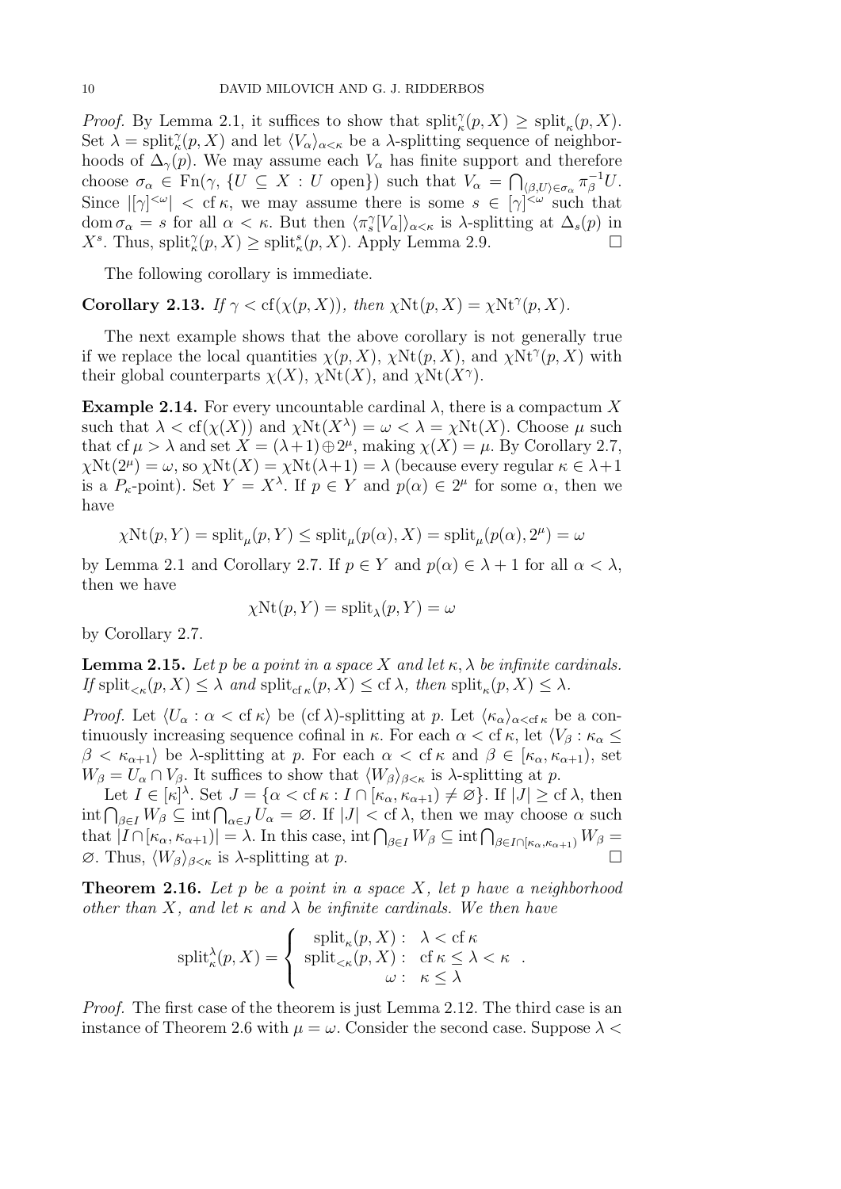*Proof.* By Lemma 2.1, it suffices to show that $\mathrm{split}^{\gamma}_{\kappa}(p,X) \geq \mathrm{split}_{\kappa}(p,X)$. Set $\lambda = \mathrm{split}^{\gamma}_{\kappa}(p,X)$ and let $\langle V_\alpha \rangle_{\alpha<\kappa}$ be a $\lambda$-splitting sequence of neighborhoods of $\Delta_\gamma(p)$. We may assume each $V_\alpha$ has finite support and therefore choose $\sigma_\alpha \in \mathrm{Fn}(\gamma, \{U \subseteq X : U \text{ open}\})$ such that $V_\alpha = \bigcap_{\langle \beta, U\rangle \in \sigma_\alpha} \pi_\beta^{-1} U$. Since $|[\gamma]^{<\omega}| < \mathrm{cf}\,\kappa$, we may assume there is some $s \in [\gamma]^{<\omega}$ such that $\mathrm{dom}\,\sigma_\alpha = s$ for all $\alpha < \kappa$. But then $\langle \pi^{\gamma}_{s}[V_\alpha]\rangle_{\alpha<\kappa}$ is $\lambda$-splitting at $\Delta_s(p)$ in $X^s$. Thus, $\mathrm{split}^{\gamma}_{\kappa}(p,X) \geq \mathrm{split}^{s}_{\kappa}(p,X)$. Apply Lemma 2.9. $\square$

The following corollary is immediate.

**Corollary 2.13.** *If $\gamma < \mathrm{cf}(\chi(p,X))$, then $\chi\mathrm{Nt}(p,X) = \chi\mathrm{Nt}^{\gamma}(p,X)$.*

The next example shows that the above corollary is not generally true if we replace the local quantities $\chi(p,X)$, $\chi\mathrm{Nt}(p,X)$, and $\chi\mathrm{Nt}^{\gamma}(p,X)$ with their global counterparts $\chi(X)$, $\chi\mathrm{Nt}(X)$, and $\chi\mathrm{Nt}(X^\gamma)$.

**Example 2.14.** For every uncountable cardinal $\lambda$, there is a compactum $X$ such that $\lambda < \mathrm{cf}(\chi(X))$ and $\chi\mathrm{Nt}(X^\lambda) = \omega < \lambda = \chi\mathrm{Nt}(X)$. Choose $\mu$ such that $\mathrm{cf}\,\mu > \lambda$ and set $X = (\lambda+1) \oplus 2^\mu$, making $\chi(X) = \mu$. By Corollary 2.7, $\chi\mathrm{Nt}(2^\mu) = \omega$, so $\chi\mathrm{Nt}(X) = \chi\mathrm{Nt}(\lambda+1) = \lambda$ (because every regular $\kappa \in \lambda+1$ is a $P_\kappa$-point). Set $Y = X^\lambda$. If $p \in Y$ and $p(\alpha) \in 2^\mu$ for some $\alpha$, then we have

$$\chi\mathrm{Nt}(p,Y) = \mathrm{split}_{\mu}(p,Y) \leq \mathrm{split}_{\mu}(p(\alpha),X) = \mathrm{split}_{\mu}(p(\alpha),2^\mu) = \omega$$

by Lemma 2.1 and Corollary 2.7. If $p \in Y$ and $p(\alpha) \in \lambda+1$ for all $\alpha < \lambda$, then we have

$$\chi\mathrm{Nt}(p,Y) = \mathrm{split}_{\lambda}(p,Y) = \omega$$

by Corollary 2.7.

**Lemma 2.15.** *Let $p$ be a point in a space $X$ and let $\kappa, \lambda$ be infinite cardinals. If $\mathrm{split}_{<\kappa}(p,X) \leq \lambda$ and $\mathrm{split}_{\mathrm{cf}\,\kappa}(p,X) \leq \mathrm{cf}\,\lambda$, then $\mathrm{split}_{\kappa}(p,X) \leq \lambda$.*

*Proof.* Let $\langle U_\alpha : \alpha < \mathrm{cf}\,\kappa\rangle$ be $(\mathrm{cf}\,\lambda)$-splitting at $p$. Let $\langle \kappa_\alpha\rangle_{\alpha<\mathrm{cf}\,\kappa}$ be a continuously increasing sequence cofinal in $\kappa$. For each $\alpha < \mathrm{cf}\,\kappa$, let $\langle V_\beta : \kappa_\alpha \leq \beta < \kappa_{\alpha+1}\rangle$ be $\lambda$-splitting at $p$. For each $\alpha < \mathrm{cf}\,\kappa$ and $\beta \in [\kappa_\alpha, \kappa_{\alpha+1})$, set $W_\beta = U_\alpha \cap V_\beta$. It suffices to show that $\langle W_\beta\rangle_{\beta<\kappa}$ is $\lambda$-splitting at $p$.

Let $I \in [\kappa]^\lambda$. Set $J = \{\alpha < \mathrm{cf}\,\kappa : I \cap [\kappa_\alpha, \kappa_{\alpha+1}) \neq \varnothing\}$. If $|J| \geq \mathrm{cf}\,\lambda$, then $\mathrm{int} \bigcap_{\beta\in I} W_\beta \subseteq \mathrm{int} \bigcap_{\alpha\in J} U_\alpha = \varnothing$. If $|J| < \mathrm{cf}\,\lambda$, then we may choose $\alpha$ such that $|I \cap [\kappa_\alpha, \kappa_{\alpha+1})| = \lambda$. In this case, $\mathrm{int} \bigcap_{\beta\in I} W_\beta \subseteq \mathrm{int} \bigcap_{\beta \in I\cap[\kappa_\alpha,\kappa_{\alpha+1})} W_\beta = \varnothing$. Thus, $\langle W_\beta\rangle_{\beta<\kappa}$ is $\lambda$-splitting at $p$. $\square$

**Theorem 2.16.** *Let $p$ be a point in a space $X$, let $p$ have a neighborhood other than $X$, and let $\kappa$ and $\lambda$ be infinite cardinals. We then have*

$$\mathrm{split}^{\lambda}_{\kappa}(p,X) = \begin{cases} \mathrm{split}_{\kappa}(p,X): & \lambda < \mathrm{cf}\,\kappa \\ \mathrm{split}_{<\kappa}(p,X): & \mathrm{cf}\,\kappa \leq \lambda < \kappa \\ \omega: & \kappa \leq \lambda \end{cases}.$$

*Proof.* The first case of the theorem is just Lemma 2.12. The third case is an instance of Theorem 2.6 with $\mu = \omega$. Consider the second case. Suppose $\lambda <$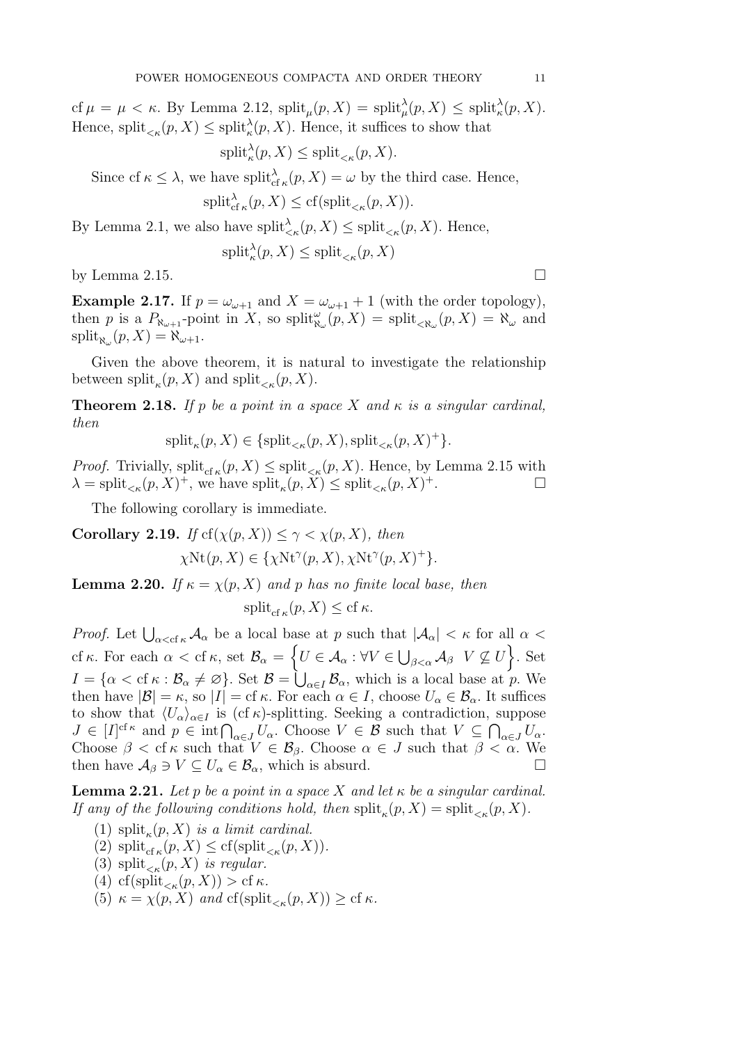$\operatorname{cf}\mu = \mu < \kappa$. By Lemma 2.12, $\operatorname{split}_\mu(p,X) = \operatorname{split}^\lambda_\mu(p,X) \leq \operatorname{split}^\lambda_\kappa(p,X)$. Hence, $\operatorname{split}_{<\kappa}(p,X) \leq \operatorname{split}^\lambda_\kappa(p,X)$. Hence, it suffices to show that

$$\operatorname{split}^\lambda_\kappa(p,X) \leq \operatorname{split}_{<\kappa}(p,X).$$

Since $\operatorname{cf}\kappa \leq \lambda$, we have $\operatorname{split}^\lambda_{\operatorname{cf}\kappa}(p,X) = \omega$ by the third case. Hence,

$$\operatorname{split}^\lambda_{\operatorname{cf}\kappa}(p,X) \leq \operatorname{cf}(\operatorname{split}_{<\kappa}(p,X)).$$

By Lemma 2.1, we also have $\operatorname{split}^\lambda_{<\kappa}(p,X) \leq \operatorname{split}_{<\kappa}(p,X)$. Hence,

$$\operatorname{split}^\lambda_\kappa(p,X) \leq \operatorname{split}_{<\kappa}(p,X)$$

by Lemma 2.15. □

**Example 2.17.** If $p = \omega_{\omega+1}$ and $X = \omega_{\omega+1}+1$ (with the order topology), then $p$ is a $P_{\aleph_{\omega+1}}$-point in $X$, so $\operatorname{split}^\omega_{\aleph_\omega}(p,X) = \operatorname{split}_{<\aleph_\omega}(p,X) = \aleph_\omega$ and $\operatorname{split}_{\aleph_\omega}(p,X) = \aleph_{\omega+1}$.

Given the above theorem, it is natural to investigate the relationship between $\operatorname{split}_\kappa(p,X)$ and $\operatorname{split}_{<\kappa}(p,X)$.

**Theorem 2.18.** *If $p$ be a point in a space $X$ and $\kappa$ is a singular cardinal, then*

$$\operatorname{split}_\kappa(p,X) \in \{\operatorname{split}_{<\kappa}(p,X), \operatorname{split}_{<\kappa}(p,X)^+\}.$$

*Proof.* Trivially, $\operatorname{split}_{\operatorname{cf}\kappa}(p,X) \leq \operatorname{split}_{<\kappa}(p,X)$. Hence, by Lemma 2.15 with $\lambda = \operatorname{split}_{<\kappa}(p,X)^+$, we have $\operatorname{split}_\kappa(p,X) \leq \operatorname{split}_{<\kappa}(p,X)^+$. □

The following corollary is immediate.

**Corollary 2.19.** *If $\operatorname{cf}(\chi(p,X)) \leq \gamma < \chi(p,X)$, then*

$$\chi\mathrm{Nt}(p,X) \in \{\chi\mathrm{Nt}^\gamma(p,X), \chi\mathrm{Nt}^\gamma(p,X)^+\}.$$

**Lemma 2.20.** *If $\kappa = \chi(p,X)$ and $p$ has no finite local base, then*

$$\operatorname{split}_{\operatorname{cf}\kappa}(p,X) \leq \operatorname{cf}\kappa.$$

*Proof.* Let $\bigcup_{\alpha<\operatorname{cf}\kappa}\mathcal{A}_\alpha$ be a local base at $p$ such that $|\mathcal{A}_\alpha| < \kappa$ for all $\alpha < \operatorname{cf}\kappa$. For each $\alpha < \operatorname{cf}\kappa$, set $\mathcal{B}_\alpha = \left\{U \in \mathcal{A}_\alpha : \forall V \in \bigcup_{\beta<\alpha}\mathcal{A}_\beta \ \ V \not\subseteq U\right\}$. Set $I = \{\alpha < \operatorname{cf}\kappa : \mathcal{B}_\alpha \neq \varnothing\}$. Set $\mathcal{B} = \bigcup_{\alpha\in I}\mathcal{B}_\alpha$, which is a local base at $p$. We then have $|\mathcal{B}| = \kappa$, so $|I| = \operatorname{cf}\kappa$. For each $\alpha \in I$, choose $U_\alpha \in \mathcal{B}_\alpha$. It suffices to show that $\langle U_\alpha\rangle_{\alpha\in I}$ is $(\operatorname{cf}\kappa)$-splitting. Seeking a contradiction, suppose $J \in [I]^{\operatorname{cf}\kappa}$ and $p \in \operatorname{int}\bigcap_{\alpha\in J}U_\alpha$. Choose $V \in \mathcal{B}$ such that $V \subseteq \bigcap_{\alpha\in J}U_\alpha$. Choose $\beta < \operatorname{cf}\kappa$ such that $V \in \mathcal{B}_\beta$. Choose $\alpha \in J$ such that $\beta < \alpha$. We then have $\mathcal{A}_\beta \ni V \subseteq U_\alpha \in \mathcal{B}_\alpha$, which is absurd. □

**Lemma 2.21.** *Let $p$ be a point in a space $X$ and let $\kappa$ be a singular cardinal. If any of the following conditions hold, then $\operatorname{split}_\kappa(p,X) = \operatorname{split}_{<\kappa}(p,X)$.*

1. $\operatorname{split}_\kappa(p,X)$ *is a limit cardinal.*
2. $\operatorname{split}_{\operatorname{cf}\kappa}(p,X) \leq \operatorname{cf}(\operatorname{split}_{<\kappa}(p,X))$.
3. $\operatorname{split}_{<\kappa}(p,X)$ *is regular.*
4. $\operatorname{cf}(\operatorname{split}_{<\kappa}(p,X)) > \operatorname{cf}\kappa$.
5. $\kappa = \chi(p,X)$ *and* $\operatorname{cf}(\operatorname{split}_{<\kappa}(p,X)) \geq \operatorname{cf}\kappa$.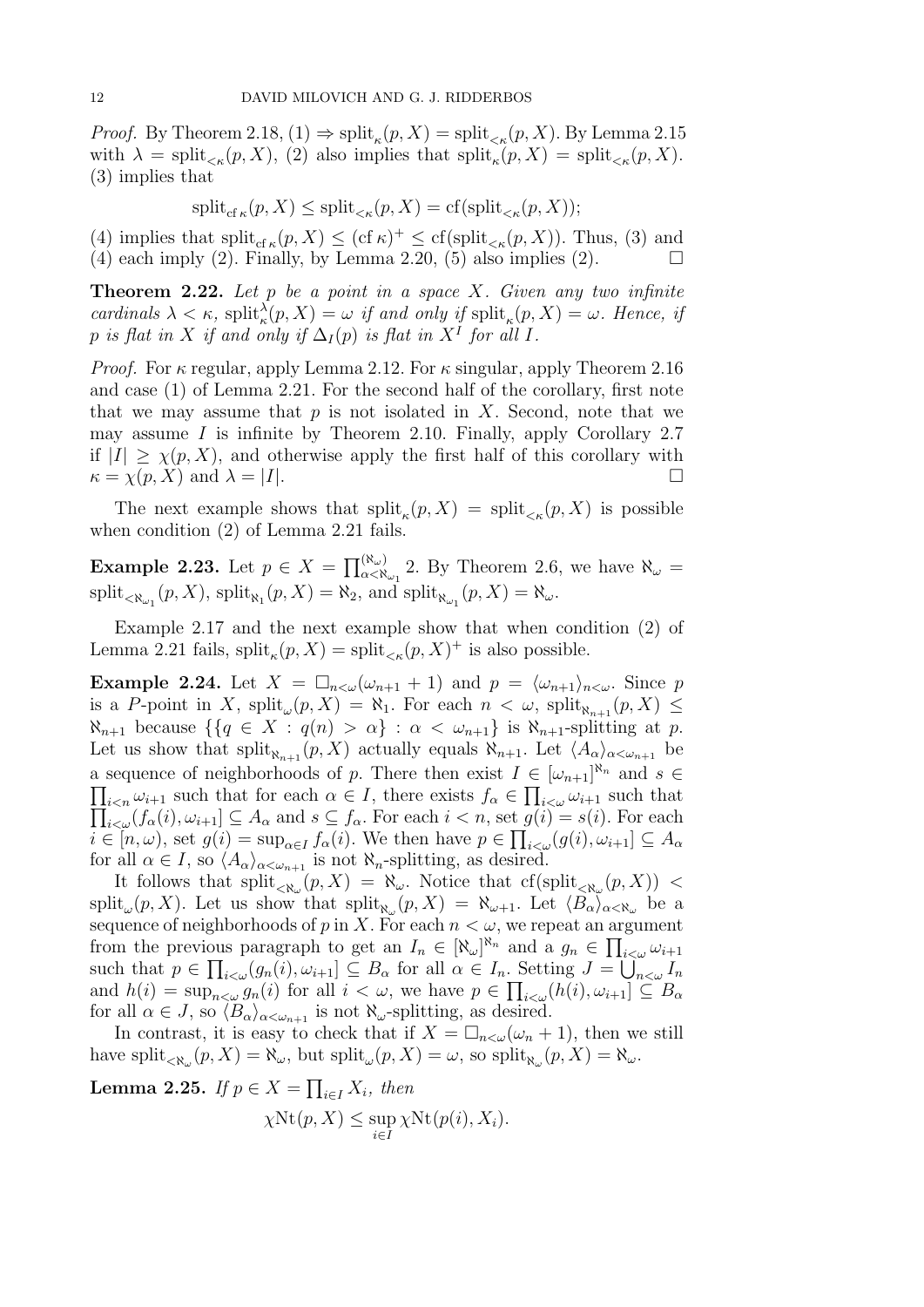*Proof.* By Theorem 2.18, (1) $\Rightarrow \mathrm{split}_\kappa(p,X) = \mathrm{split}_{<\kappa}(p,X)$. By Lemma 2.15 with $\lambda = \mathrm{split}_{<\kappa}(p,X)$, (2) also implies that $\mathrm{split}_\kappa(p,X) = \mathrm{split}_{<\kappa}(p,X)$. (3) implies that

$$\mathrm{split}_{\mathrm{cf}\,\kappa}(p,X) \leq \mathrm{split}_{<\kappa}(p,X) = \mathrm{cf}(\mathrm{split}_{<\kappa}(p,X));$$

(4) implies that $\mathrm{split}_{\mathrm{cf}\,\kappa}(p,X) \leq (\mathrm{cf}\,\kappa)^+ \leq \mathrm{cf}(\mathrm{split}_{<\kappa}(p,X))$. Thus, (3) and (4) each imply (2). Finally, by Lemma 2.20, (5) also implies (2). $\square$

**Theorem 2.22.** *Let $p$ be a point in a space $X$. Given any two infinite cardinals $\lambda < \kappa$, $\mathrm{split}^\lambda_\kappa(p,X) = \omega$ if and only if $\mathrm{split}_\kappa(p,X) = \omega$. Hence, if $p$ is flat in $X$ if and only if $\Delta_I(p)$ is flat in $X^I$ for all $I$.*

*Proof.* For $\kappa$ regular, apply Lemma 2.12. For $\kappa$ singular, apply Theorem 2.16 and case (1) of Lemma 2.21. For the second half of the corollary, first note that we may assume that $p$ is not isolated in $X$. Second, note that we may assume $I$ is infinite by Theorem 2.10. Finally, apply Corollary 2.7 if $|I| \geq \chi(p,X)$, and otherwise apply the first half of this corollary with $\kappa = \chi(p,X)$ and $\lambda = |I|$. $\square$

The next example shows that $\mathrm{split}_\kappa(p,X) = \mathrm{split}_{<\kappa}(p,X)$ is possible when condition (2) of Lemma 2.21 fails.

**Example 2.23.** Let $p \in X = \prod^{(\aleph_\omega)}_{\alpha<\aleph_{\omega_1}} 2$. By Theorem 2.6, we have $\aleph_\omega = \mathrm{split}_{<\aleph_{\omega_1}}(p,X)$, $\mathrm{split}_{\aleph_1}(p,X) = \aleph_2$, and $\mathrm{split}_{\aleph_{\omega_1}}(p,X) = \aleph_\omega$.

Example 2.17 and the next example show that when condition (2) of Lemma 2.21 fails, $\mathrm{split}_\kappa(p,X) = \mathrm{split}_{<\kappa}(p,X)^+$ is also possible.

**Example 2.24.** Let $X = \square_{n<\omega}(\omega_{n+1}+1)$ and $p = \langle \omega_{n+1}\rangle_{n<\omega}$. Since $p$ is a $P$-point in $X$, $\mathrm{split}_\omega(p,X) = \aleph_1$. For each $n < \omega$, $\mathrm{split}_{\aleph_{n+1}}(p,X) \leq \aleph_{n+1}$ because $\{\{q \in X : q(n) > \alpha\} : \alpha < \omega_{n+1}\}$ is $\aleph_{n+1}$-splitting at $p$. Let us show that $\mathrm{split}_{\aleph_{n+1}}(p,X)$ actually equals $\aleph_{n+1}$. Let $\langle A_\alpha\rangle_{\alpha<\omega_{n+1}}$ be a sequence of neighborhoods of $p$. There then exist $I \in [\omega_{n+1}]^{\aleph_n}$ and $s \in \prod_{i<n}\omega_{i+1}$ such that for each $\alpha \in I$, there exists $f_\alpha \in \prod_{i<\omega}\omega_{i+1}$ such that $\prod_{i<\omega}(f_\alpha(i),\omega_{i+1}] \subseteq A_\alpha$ and $s \subseteq f_\alpha$. For each $i < n$, set $g(i) = s(i)$. For each $i \in [n,\omega)$, set $g(i) = \sup_{\alpha\in I} f_\alpha(i)$. We then have $p \in \prod_{i<\omega}(g(i),\omega_{i+1}] \subseteq A_\alpha$ for all $\alpha \in I$, so $\langle A_\alpha\rangle_{\alpha<\omega_{n+1}}$ is not $\aleph_n$-splitting, as desired.

It follows that $\mathrm{split}_{<\aleph_\omega}(p,X) = \aleph_\omega$. Notice that $\mathrm{cf}(\mathrm{split}_{<\aleph_\omega}(p,X)) < \mathrm{split}_\omega(p,X)$. Let us show that $\mathrm{split}_{\aleph_\omega}(p,X) = \aleph_{\omega+1}$. Let $\langle B_\alpha\rangle_{\alpha<\aleph_\omega}$ be a sequence of neighborhoods of $p$ in $X$. For each $n < \omega$, we repeat an argument from the previous paragraph to get an $I_n \in [\aleph_\omega]^{\aleph_n}$ and a $g_n \in \prod_{i<\omega}\omega_{i+1}$ such that $p \in \prod_{i<\omega}(g_n(i),\omega_{i+1}] \subseteq B_\alpha$ for all $\alpha \in I_n$. Setting $J = \bigcup_{n<\omega} I_n$ and $h(i) = \sup_{n<\omega} g_n(i)$ for all $i < \omega$, we have $p \in \prod_{i<\omega}(h(i),\omega_{i+1}] \subseteq B_\alpha$ for all $\alpha \in J$, so $\langle B_\alpha\rangle_{\alpha<\omega_{n+1}}$ is not $\aleph_\omega$-splitting, as desired.

In contrast, it is easy to check that if $X = \square_{n<\omega}(\omega_n+1)$, then we still have $\mathrm{split}_{<\aleph_\omega}(p,X) = \aleph_\omega$, but $\mathrm{split}_\omega(p,X) = \omega$, so $\mathrm{split}_{\aleph_\omega}(p,X) = \aleph_\omega$.

**Lemma 2.25.** *If $p \in X = \prod_{i\in I} X_i$, then*

$$\chi\mathrm{Nt}(p,X) \leq \sup_{i\in I} \chi\mathrm{Nt}(p(i),X_i).$$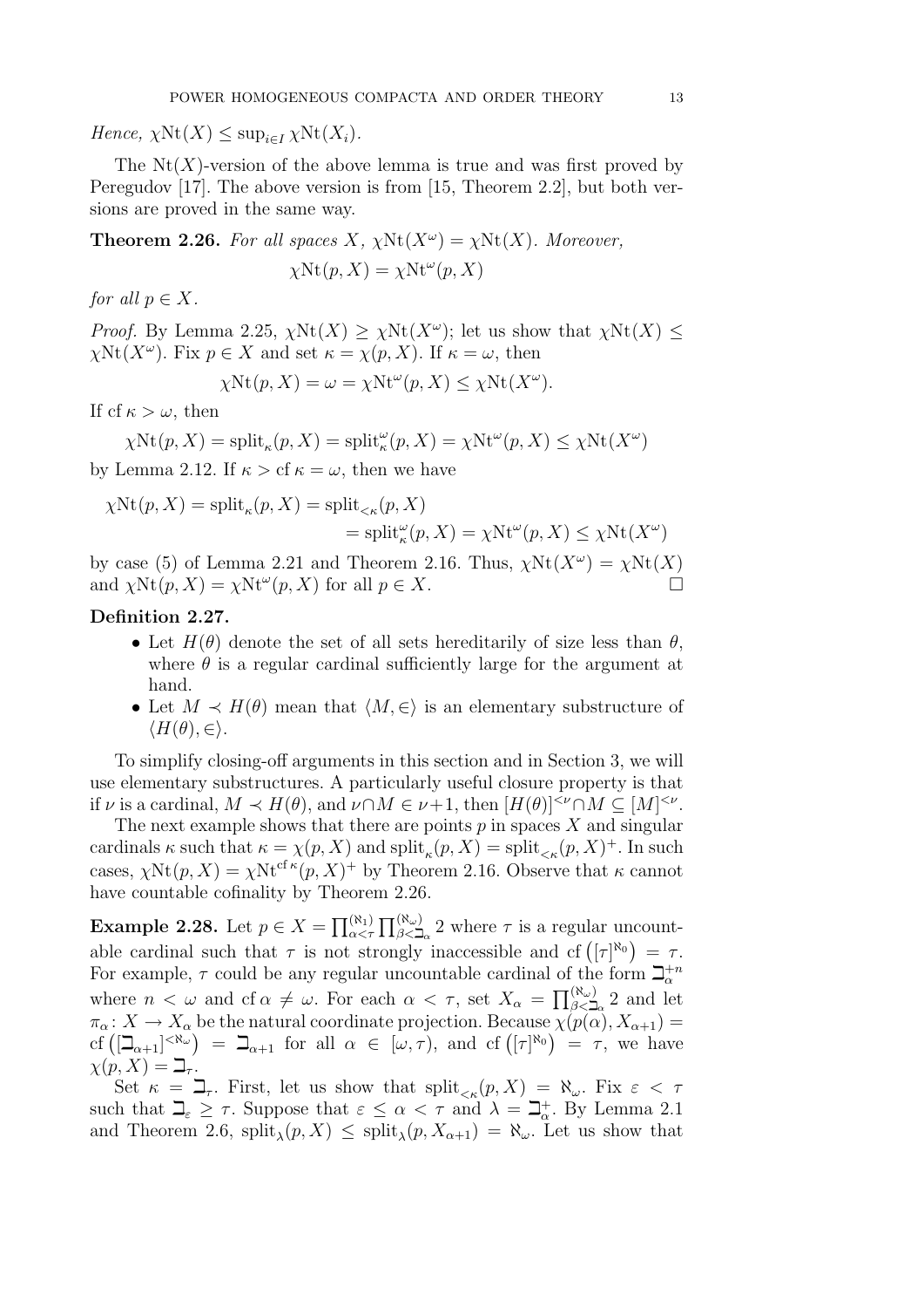*Hence,* $\chi\mathrm{Nt}(X) \leq \sup_{i\in I} \chi\mathrm{Nt}(X_i)$.

The $\mathrm{Nt}(X)$-version of the above lemma is true and was first proved by Peregudov [17]. The above version is from [15, Theorem 2.2], but both versions are proved in the same way.

**Theorem 2.26.** *For all spaces $X$, $\chi\mathrm{Nt}(X^\omega) = \chi\mathrm{Nt}(X)$. Moreover,*

$$\chi\mathrm{Nt}(p, X) = \chi\mathrm{Nt}^\omega(p, X)$$

*for all $p \in X$.*

*Proof.* By Lemma 2.25, $\chi\mathrm{Nt}(X) \geq \chi\mathrm{Nt}(X^\omega)$; let us show that $\chi\mathrm{Nt}(X) \leq \chi\mathrm{Nt}(X^\omega)$. Fix $p \in X$ and set $\kappa = \chi(p, X)$. If $\kappa = \omega$, then

$$\chi\mathrm{Nt}(p, X) = \omega = \chi\mathrm{Nt}^\omega(p, X) \leq \chi\mathrm{Nt}(X^\omega).$$

If $\mathrm{cf}\,\kappa > \omega$, then

$$\chi\mathrm{Nt}(p, X) = \mathrm{split}_\kappa(p, X) = \mathrm{split}_\kappa^\omega(p, X) = \chi\mathrm{Nt}^\omega(p, X) \leq \chi\mathrm{Nt}(X^\omega)$$

by Lemma 2.12. If $\kappa > \mathrm{cf}\,\kappa = \omega$, then we have

$$\begin{aligned}\chi\mathrm{Nt}(p, X) = \mathrm{split}_\kappa(p, X) &= \mathrm{split}_{<\kappa}(p, X)\\ &= \mathrm{split}_\kappa^\omega(p, X) = \chi\mathrm{Nt}^\omega(p, X) \leq \chi\mathrm{Nt}(X^\omega)\end{aligned}$$

by case (5) of Lemma 2.21 and Theorem 2.16. Thus, $\chi\mathrm{Nt}(X^\omega) = \chi\mathrm{Nt}(X)$ and $\chi\mathrm{Nt}(p, X) = \chi\mathrm{Nt}^\omega(p, X)$ for all $p \in X$. □

**Definition 2.27.**

- Let $H(\theta)$ denote the set of all sets hereditarily of size less than $\theta$, where $\theta$ is a regular cardinal sufficiently large for the argument at hand.
- Let $M \prec H(\theta)$ mean that $\langle M, \in\rangle$ is an elementary substructure of $\langle H(\theta), \in\rangle$.

To simplify closing-off arguments in this section and in Section 3, we will use elementary substructures. A particularly useful closure property is that if $\nu$ is a cardinal, $M \prec H(\theta)$, and $\nu \cap M \in \nu + 1$, then $[H(\theta)]^{<\nu} \cap M \subseteq [M]^{<\nu}$.

The next example shows that there are points $p$ in spaces $X$ and singular cardinals $\kappa$ such that $\kappa = \chi(p, X)$ and $\mathrm{split}_\kappa(p, X) = \mathrm{split}_{<\kappa}(p, X)^+$. In such cases, $\chi\mathrm{Nt}(p, X) = \chi\mathrm{Nt}^{\mathrm{cf}\,\kappa}(p, X)^+$ by Theorem 2.16. Observe that $\kappa$ cannot have countable cofinality by Theorem 2.26.

**Example 2.28.** Let $p \in X = \prod_{\alpha<\tau}^{(\aleph_1)} \prod_{\beta<\beth_\alpha}^{(\aleph_\omega)} 2$ where $\tau$ is a regular uncountable cardinal such that $\tau$ is not strongly inaccessible and $\mathrm{cf}\left([\tau]^{\aleph_0}\right) = \tau$. For example, $\tau$ could be any regular uncountable cardinal of the form $\beth_\alpha^{+n}$ where $n < \omega$ and $\mathrm{cf}\,\alpha \neq \omega$. For each $\alpha < \tau$, set $X_\alpha = \prod_{\beta<\beth_\alpha}^{(\aleph_\omega)} 2$ and let $\pi_\alpha \colon X \to X_\alpha$ be the natural coordinate projection. Because $\chi(p(\alpha), X_{\alpha+1}) = \mathrm{cf}\left([\beth_{\alpha+1}]^{<\aleph_\omega}\right) = \beth_{\alpha+1}$ for all $\alpha \in [\omega, \tau)$, and $\mathrm{cf}\left([\tau]^{\aleph_0}\right) = \tau$, we have $\chi(p, X) = \beth_\tau$.

Set $\kappa = \beth_\tau$. First, let us show that $\mathrm{split}_{<\kappa}(p, X) = \aleph_\omega$. Fix $\varepsilon < \tau$ such that $\beth_\varepsilon \geq \tau$. Suppose that $\varepsilon \leq \alpha < \tau$ and $\lambda = \beth_\alpha^+$. By Lemma 2.1 and Theorem 2.6, $\mathrm{split}_\lambda(p, X) \leq \mathrm{split}_\lambda(p, X_{\alpha+1}) = \aleph_\omega$. Let us show that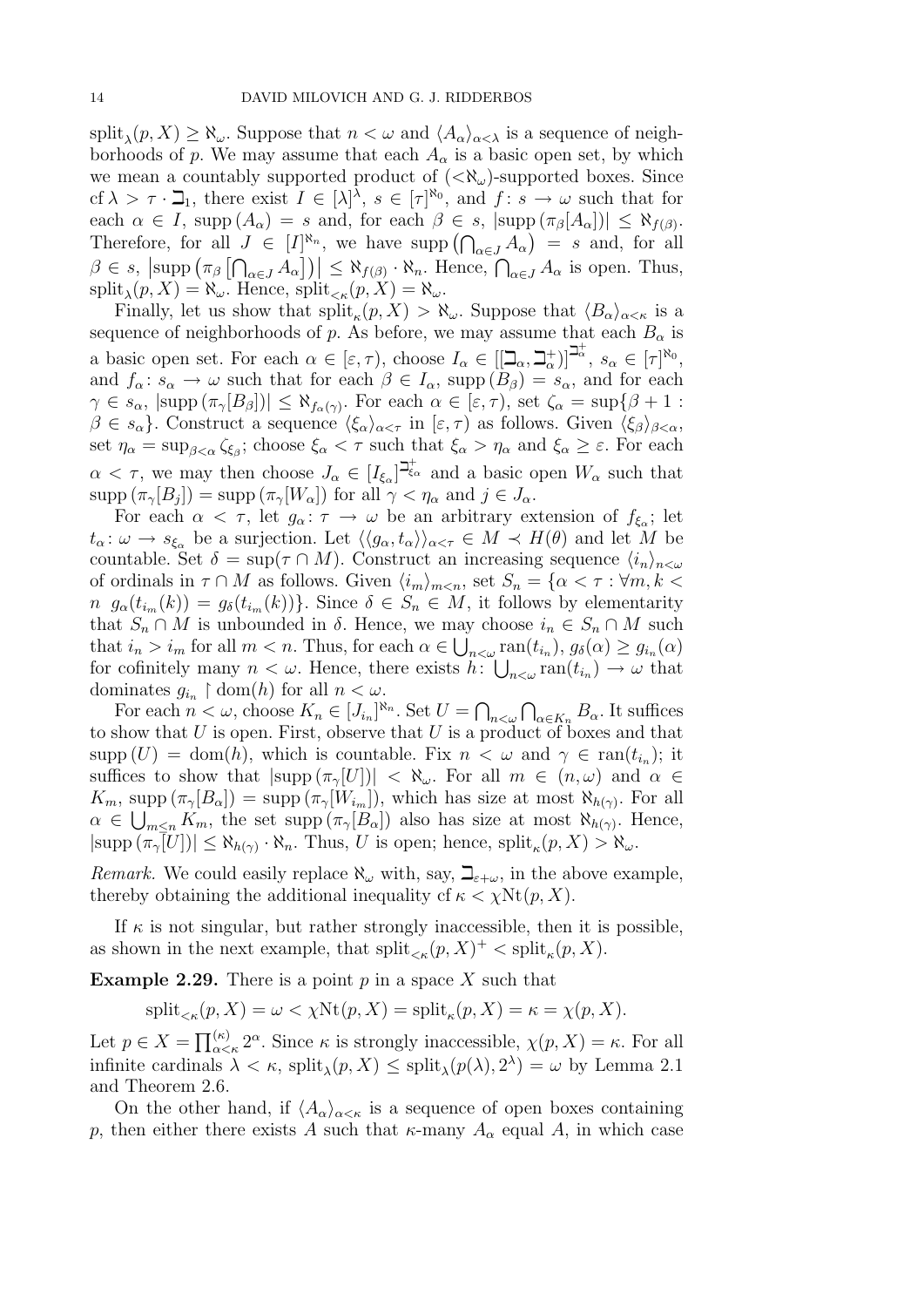$\operatorname{split}_\lambda(p, X) \geq \aleph_\omega$. Suppose that $n < \omega$ and $\langle A_\alpha \rangle_{\alpha<\lambda}$ is a sequence of neighborhoods of $p$. We may assume that each $A_\alpha$ is a basic open set, by which we mean a countably supported product of $(<\aleph_\omega)$-supported boxes. Since $\operatorname{cf}\lambda > \tau \cdot \beth_1$, there exist $I \in [\lambda]^\lambda$, $s \in [\tau]^{\aleph_0}$, and $f \colon s \to \omega$ such that for each $\alpha \in I$, $\operatorname{supp}(A_\alpha) = s$ and, for each $\beta \in s$, $|\operatorname{supp}(\pi_\beta[A_\alpha])| \leq \aleph_{f(\beta)}$. Therefore, for all $J \in [I]^{\aleph_n}$, we have $\operatorname{supp}\left(\bigcap_{\alpha \in J} A_\alpha\right) = s$ and, for all $\beta \in s$, $\left|\operatorname{supp}\left(\pi_\beta\left[\bigcap_{\alpha\in J} A_\alpha\right]\right)\right| \leq \aleph_{f(\beta)} \cdot \aleph_n$. Hence, $\bigcap_{\alpha \in J} A_\alpha$ is open. Thus, $\operatorname{split}_\lambda(p, X) = \aleph_\omega$. Hence, $\operatorname{split}_{<\kappa}(p, X) = \aleph_\omega$.

Finally, let us show that $\operatorname{split}_\kappa(p, X) > \aleph_\omega$. Suppose that $\langle B_\alpha \rangle_{\alpha<\kappa}$ is a sequence of neighborhoods of $p$. As before, we may assume that each $B_\alpha$ is a basic open set. For each $\alpha \in [\varepsilon, \tau)$, choose $I_\alpha \in [[\beth_\alpha, \beth_\alpha^+)]^{\beth_\alpha^+}$, $s_\alpha \in [\tau]^{\aleph_0}$, and $f_\alpha \colon s_\alpha \to \omega$ such that for each $\beta \in I_\alpha$, $\operatorname{supp}(B_\beta) = s_\alpha$, and for each $\gamma \in s_\alpha$, $|\operatorname{supp}(\pi_\gamma[B_\beta])| \leq \aleph_{f_\alpha(\gamma)}$. For each $\alpha \in [\varepsilon, \tau)$, set $\zeta_\alpha = \sup\{\beta + 1 : \beta \in s_\alpha\}$. Construct a sequence $\langle \xi_\alpha \rangle_{\alpha<\tau}$ in $[\varepsilon, \tau)$ as follows. Given $\langle \xi_\beta \rangle_{\beta<\alpha}$, set $\eta_\alpha = \sup_{\beta<\alpha} \zeta_{\xi_\beta}$; choose $\xi_\alpha < \tau$ such that $\xi_\alpha > \eta_\alpha$ and $\xi_\alpha \geq \varepsilon$. For each $\alpha < \tau$, we may then choose $J_\alpha \in [I_{\xi_\alpha}]^{\beth_{\xi_\alpha}^+}$ and a basic open $W_\alpha$ such that $\operatorname{supp}(\pi_\gamma[B_j]) = \operatorname{supp}(\pi_\gamma[W_\alpha])$ for all $\gamma < \eta_\alpha$ and $j \in J_\alpha$.

For each $\alpha < \tau$, let $g_\alpha \colon \tau \to \omega$ be an arbitrary extension of $f_{\xi_\alpha}$; let $t_\alpha \colon \omega \to s_{\xi_\alpha}$ be a surjection. Let $\langle \langle g_\alpha, t_\alpha \rangle \rangle_{\alpha<\tau} \in M \prec H(\theta)$ and let $M$ be countable. Set $\delta = \sup(\tau \cap M)$. Construct an increasing sequence $\langle i_n \rangle_{n<\omega}$ of ordinals in $\tau \cap M$ as follows. Given $\langle i_m \rangle_{m<n}$, set $S_n = \{\alpha < \tau : \forall m, k < n \ g_\alpha(t_{i_m}(k)) = g_\delta(t_{i_m}(k))\}$. Since $\delta \in S_n \in M$, it follows by elementarity that $S_n \cap M$ is unbounded in $\delta$. Hence, we may choose $i_n \in S_n \cap M$ such that $i_n > i_m$ for all $m < n$. Thus, for each $\alpha \in \bigcup_{n<\omega} \operatorname{ran}(t_{i_n})$, $g_\delta(\alpha) \geq g_{i_n}(\alpha)$ for cofinitely many $n < \omega$. Hence, there exists $h \colon \bigcup_{n<\omega} \operatorname{ran}(t_{i_n}) \to \omega$ that dominates $g_{i_n} \restriction \operatorname{dom}(h)$ for all $n < \omega$.

For each $n < \omega$, choose $K_n \in [J_{i_n}]^{\aleph_n}$. Set $U = \bigcap_{n<\omega} \bigcap_{\alpha \in K_n} B_\alpha$. It suffices to show that $U$ is open. First, observe that $U$ is a product of boxes and that $\operatorname{supp}(U) = \operatorname{dom}(h)$, which is countable. Fix $n < \omega$ and $\gamma \in \operatorname{ran}(t_{i_n})$; it suffices to show that $|\operatorname{supp}(\pi_\gamma[U])| < \aleph_\omega$. For all $m \in (n, \omega)$ and $\alpha \in K_m$, $\operatorname{supp}(\pi_\gamma[B_\alpha]) = \operatorname{supp}(\pi_\gamma[W_{i_m}])$, which has size at most $\aleph_{h(\gamma)}$. For all $\alpha \in \bigcup_{m \leq n} K_m$, the set $\operatorname{supp}(\pi_\gamma[B_\alpha])$ also has size at most $\aleph_{h(\gamma)}$. Hence, $|\operatorname{supp}(\pi_\gamma[U])| \leq \aleph_{h(\gamma)} \cdot \aleph_n$. Thus, $U$ is open; hence, $\operatorname{split}_\kappa(p, X) > \aleph_\omega$.

*Remark.* We could easily replace $\aleph_\omega$ with, say, $\beth_{\varepsilon+\omega}$, in the above example, thereby obtaining the additional inequality $\operatorname{cf}\kappa < \chi\mathrm{Nt}(p, X)$.

If $\kappa$ is not singular, but rather strongly inaccessible, then it is possible, as shown in the next example, that $\operatorname{split}_{<\kappa}(p, X)^+ < \operatorname{split}_\kappa(p, X)$.

**Example 2.29.** There is a point $p$ in a space $X$ such that

$$\operatorname{split}_{<\kappa}(p, X) = \omega < \chi\mathrm{Nt}(p, X) = \operatorname{split}_\kappa(p, X) = \kappa = \chi(p, X).$$

Let $p \in X = \prod_{\alpha<\kappa}^{(\kappa)} 2^\alpha$. Since $\kappa$ is strongly inaccessible, $\chi(p, X) = \kappa$. For all infinite cardinals $\lambda < \kappa$, $\operatorname{split}_\lambda(p, X) \leq \operatorname{split}_\lambda(p(\lambda), 2^\lambda) = \omega$ by Lemma 2.1 and Theorem 2.6.

On the other hand, if $\langle A_\alpha \rangle_{\alpha<\kappa}$ is a sequence of open boxes containing $p$, then either there exists $A$ such that $\kappa$-many $A_\alpha$ equal $A$, in which case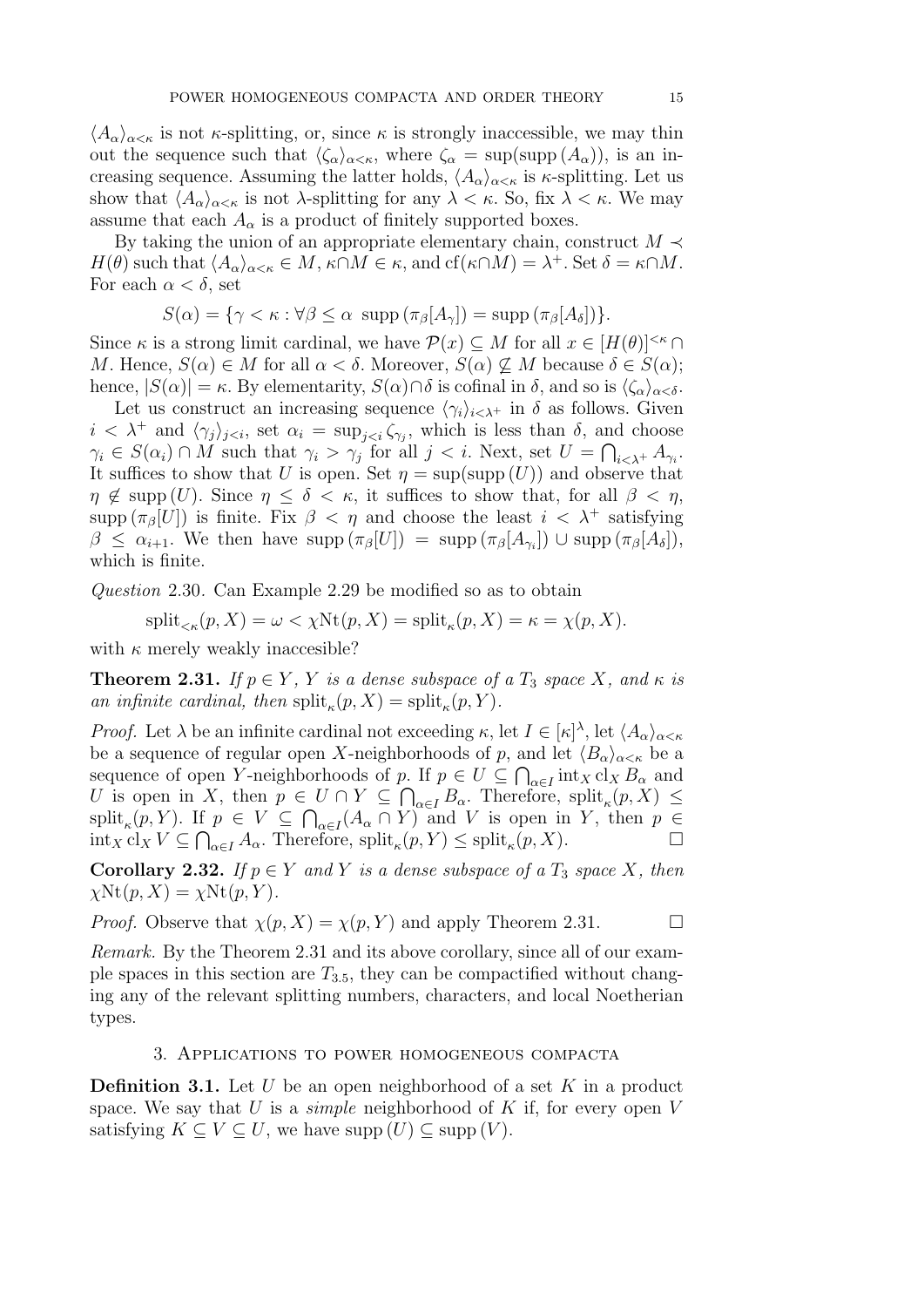$\langle A_\alpha \rangle_{\alpha<\kappa}$ is not $\kappa$-splitting, or, since $\kappa$ is strongly inaccessible, we may thin out the sequence such that $\langle \zeta_\alpha \rangle_{\alpha<\kappa}$, where $\zeta_\alpha = \sup(\operatorname{supp}(A_\alpha))$, is an increasing sequence. Assuming the latter holds, $\langle A_\alpha \rangle_{\alpha<\kappa}$ is $\kappa$-splitting. Let us show that $\langle A_\alpha \rangle_{\alpha<\kappa}$ is not $\lambda$-splitting for any $\lambda < \kappa$. So, fix $\lambda < \kappa$. We may assume that each $A_\alpha$ is a product of finitely supported boxes.

By taking the union of an appropriate elementary chain, construct $M \prec H(\theta)$ such that $\langle A_\alpha \rangle_{\alpha<\kappa} \in M$, $\kappa \cap M \in \kappa$, and $\operatorname{cf}(\kappa \cap M) = \lambda^+$. Set $\delta = \kappa \cap M$. For each $\alpha < \delta$, set

$$S(\alpha) = \{\gamma < \kappa : \forall \beta \leq \alpha \ \operatorname{supp}(\pi_\beta[A_\gamma]) = \operatorname{supp}(\pi_\beta[A_\delta])\}.$$

Since $\kappa$ is a strong limit cardinal, we have $\mathcal{P}(x) \subseteq M$ for all $x \in [H(\theta)]^{<\kappa} \cap M$. Hence, $S(\alpha) \in M$ for all $\alpha < \delta$. Moreover, $S(\alpha) \not\subseteq M$ because $\delta \in S(\alpha)$; hence, $|S(\alpha)| = \kappa$. By elementarity, $S(\alpha) \cap \delta$ is cofinal in $\delta$, and so is $\langle \zeta_\alpha \rangle_{\alpha<\delta}$.

Let us construct an increasing sequence $\langle \gamma_i \rangle_{i<\lambda^+}$ in $\delta$ as follows. Given $i < \lambda^+$ and $\langle \gamma_j \rangle_{j<i}$, set $\alpha_i = \sup_{j<i} \zeta_{\gamma_j}$, which is less than $\delta$, and choose $\gamma_i \in S(\alpha_i) \cap M$ such that $\gamma_i > \gamma_j$ for all $j < i$. Next, set $U = \bigcap_{i<\lambda^+} A_{\gamma_i}$. It suffices to show that $U$ is open. Set $\eta = \sup(\operatorname{supp}(U))$ and observe that $\eta \notin \operatorname{supp}(U)$. Since $\eta \leq \delta < \kappa$, it suffices to show that, for all $\beta < \eta$, $\operatorname{supp}(\pi_\beta[U])$ is finite. Fix $\beta < \eta$ and choose the least $i < \lambda^+$ satisfying $\beta \leq \alpha_{i+1}$. We then have $\operatorname{supp}(\pi_\beta[U]) = \operatorname{supp}(\pi_\beta[A_{\gamma_i}]) \cup \operatorname{supp}(\pi_\beta[A_\delta])$, which is finite.

*Question* 2.30. Can Example 2.29 be modified so as to obtain

$$\operatorname{split}_{<\kappa}(p, X) = \omega < \chi\mathrm{Nt}(p, X) = \operatorname{split}_\kappa(p, X) = \kappa = \chi(p, X).$$

with $\kappa$ merely weakly inaccesible?

**Theorem 2.31.** *If $p \in Y$, $Y$ is a dense subspace of a $T_3$ space $X$, and $\kappa$ is an infinite cardinal, then $\operatorname{split}_\kappa(p, X) = \operatorname{split}_\kappa(p, Y)$.*

*Proof.* Let $\lambda$ be an infinite cardinal not exceeding $\kappa$, let $I \in [\kappa]^\lambda$, let $\langle A_\alpha \rangle_{\alpha<\kappa}$ be a sequence of regular open $X$-neighborhoods of $p$, and let $\langle B_\alpha \rangle_{\alpha<\kappa}$ be a sequence of open $Y$-neighborhoods of $p$. If $p \in U \subseteq \bigcap_{\alpha \in I} \operatorname{int}_X \operatorname{cl}_X B_\alpha$ and $U$ is open in $X$, then $p \in U \cap Y \subseteq \bigcap_{\alpha \in I} B_\alpha$. Therefore, $\operatorname{split}_\kappa(p, X) \leq \operatorname{split}_\kappa(p, Y)$. If $p \in V \subseteq \bigcap_{\alpha \in I}(A_\alpha \cap Y)$ and $V$ is open in $Y$, then $p \in \operatorname{int}_X \operatorname{cl}_X V \subseteq \bigcap_{\alpha \in I} A_\alpha$. Therefore, $\operatorname{split}_\kappa(p, Y) \leq \operatorname{split}_\kappa(p, X)$. □

**Corollary 2.32.** *If $p \in Y$ and $Y$ is a dense subspace of a $T_3$ space $X$, then $\chi\mathrm{Nt}(p, X) = \chi\mathrm{Nt}(p, Y)$.*

*Proof.* Observe that $\chi(p, X) = \chi(p, Y)$ and apply Theorem 2.31. □

*Remark.* By the Theorem 2.31 and its above corollary, since all of our example spaces in this section are $T_{3.5}$, they can be compactified without changing any of the relevant splitting numbers, characters, and local Noetherian types.

## 3. Applications to power homogeneous compacta

**Definition 3.1.** Let $U$ be an open neighborhood of a set $K$ in a product space. We say that $U$ is a *simple* neighborhood of $K$ if, for every open $V$ satisfying $K \subseteq V \subseteq U$, we have $\operatorname{supp}(U) \subseteq \operatorname{supp}(V)$.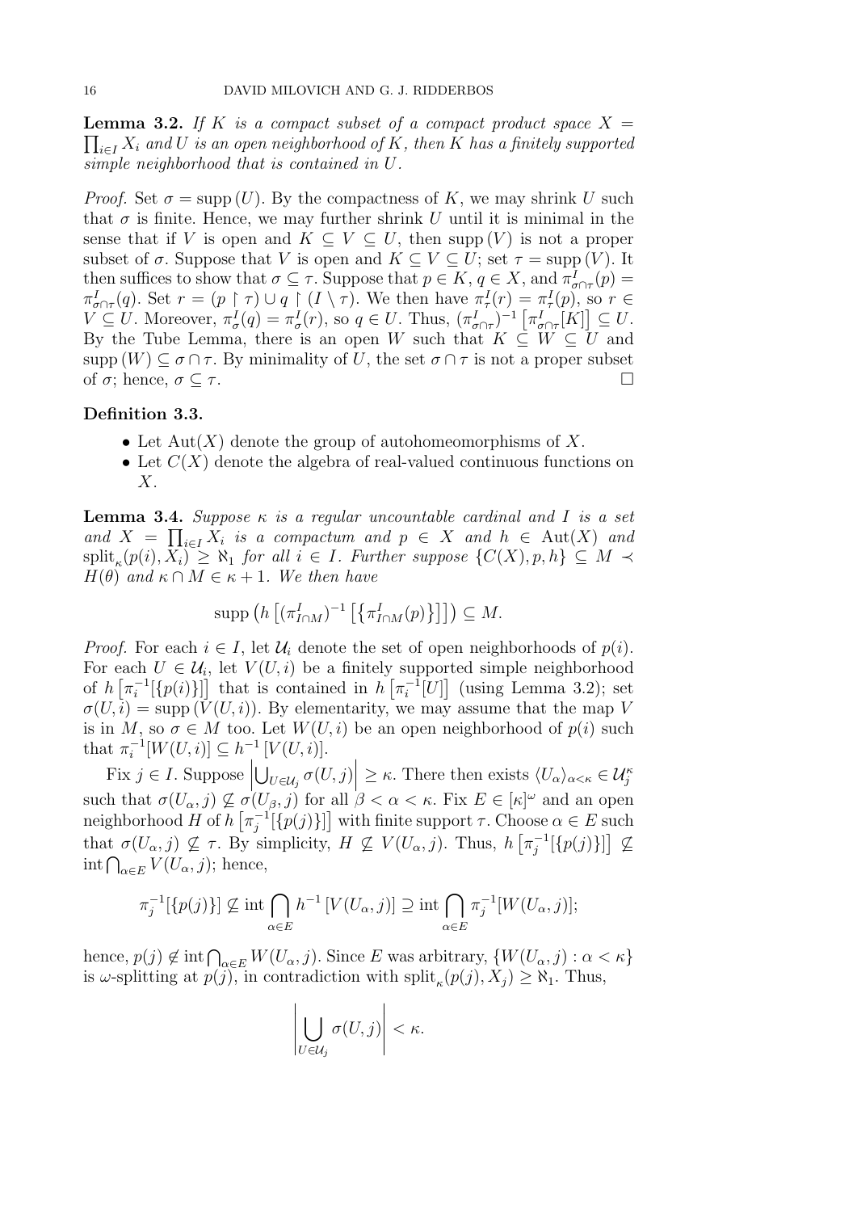**Lemma 3.2.** *If $K$ is a compact subset of a compact product space $X = \prod_{i\in I} X_i$ and $U$ is an open neighborhood of $K$, then $K$ has a finitely supported simple neighborhood that is contained in $U$.*

*Proof.* Set $\sigma = \operatorname{supp}(U)$. By the compactness of $K$, we may shrink $U$ such that $\sigma$ is finite. Hence, we may further shrink $U$ until it is minimal in the sense that if $V$ is open and $K \subseteq V \subseteq U$, then $\operatorname{supp}(V)$ is not a proper subset of $\sigma$. Suppose that $V$ is open and $K \subseteq V \subseteq U$; set $\tau = \operatorname{supp}(V)$. It then suffices to show that $\sigma \subseteq \tau$. Suppose that $p \in K$, $q \in X$, and $\pi^I_{\sigma\cap\tau}(p) = \pi^I_{\sigma\cap\tau}(q)$. Set $r = (p \upharpoonright \tau) \cup q \upharpoonright (I \setminus \tau)$. We then have $\pi^I_\tau(r) = \pi^I_\tau(p)$, so $r \in V \subseteq U$. Moreover, $\pi^I_\sigma(q) = \pi^I_\sigma(r)$, so $q \in U$. Thus, $(\pi^I_{\sigma\cap\tau})^{-1}\left[\pi^I_{\sigma\cap\tau}[K]\right] \subseteq U$. By the Tube Lemma, there is an open $W$ such that $K \subseteq W \subseteq U$ and $\operatorname{supp}(W) \subseteq \sigma \cap \tau$. By minimality of $U$, the set $\sigma \cap \tau$ is not a proper subset of $\sigma$; hence, $\sigma \subseteq \tau$. $\square$

**Definition 3.3.**

- Let $\operatorname{Aut}(X)$ denote the group of autohomeomorphisms of $X$.
- Let $C(X)$ denote the algebra of real-valued continuous functions on $X$.

**Lemma 3.4.** *Suppose $\kappa$ is a regular uncountable cardinal and $I$ is a set and $X = \prod_{i\in I} X_i$ is a compactum and $p \in X$ and $h \in \operatorname{Aut}(X)$ and $\operatorname{split}_\kappa(p(i), X_i) \geq \aleph_1$ for all $i \in I$. Further suppose $\{C(X), p, h\} \subseteq M \prec H(\theta)$ and $\kappa \cap M \in \kappa + 1$. We then have*

$$\operatorname{supp}\left(h\left[(\pi^I_{I\cap M})^{-1}\left[\left\{\pi^I_{I\cap M}(p)\right\}\right]\right]\right) \subseteq M.$$

*Proof.* For each $i \in I$, let $\mathcal{U}_i$ denote the set of open neighborhoods of $p(i)$. For each $U \in \mathcal{U}_i$, let $V(U,i)$ be a finitely supported simple neighborhood of $h\left[\pi_i^{-1}[\{p(i)\}]\right]$ that is contained in $h\left[\pi_i^{-1}[U]\right]$ (using Lemma 3.2); set $\sigma(U,i) = \operatorname{supp}(V(U,i))$. By elementarity, we may assume that the map $V$ is in $M$, so $\sigma \in M$ too. Let $W(U,i)$ be an open neighborhood of $p(i)$ such that $\pi_i^{-1}[W(U,i)] \subseteq h^{-1}[V(U,i)]$.

Fix $j \in I$. Suppose $\left|\bigcup_{U\in\mathcal{U}_j} \sigma(U,j)\right| \geq \kappa$. There then exists $\langle U_\alpha\rangle_{\alpha<\kappa} \in \mathcal{U}_j^\kappa$ such that $\sigma(U_\alpha, j) \not\subseteq \sigma(U_\beta, j)$ for all $\beta < \alpha < \kappa$. Fix $E \in [\kappa]^\omega$ and an open neighborhood $H$ of $h\left[\pi_j^{-1}[\{p(j)\}]\right]$ with finite support $\tau$. Choose $\alpha \in E$ such that $\sigma(U_\alpha, j) \not\subseteq \tau$. By simplicity, $H \not\subseteq V(U_\alpha, j)$. Thus, $h\left[\pi_j^{-1}[\{p(j)\}]\right] \not\subseteq \operatorname{int}\bigcap_{\alpha\in E} V(U_\alpha, j)$; hence,

$$\pi_j^{-1}[\{p(j)\}] \not\subseteq \operatorname{int}\bigcap_{\alpha\in E} h^{-1}\left[V(U_\alpha, j)\right] \supseteq \operatorname{int}\bigcap_{\alpha\in E} \pi_j^{-1}[W(U_\alpha, j)];$$

hence, $p(j) \notin \operatorname{int}\bigcap_{\alpha\in E} W(U_\alpha, j)$. Since $E$ was arbitrary, $\{W(U_\alpha, j) : \alpha < \kappa\}$ is $\omega$-splitting at $p(j)$, in contradiction with $\operatorname{split}_\kappa(p(j), X_j) \geq \aleph_1$. Thus,

$$\left|\bigcup_{U\in\mathcal{U}_j} \sigma(U,j)\right| < \kappa.$$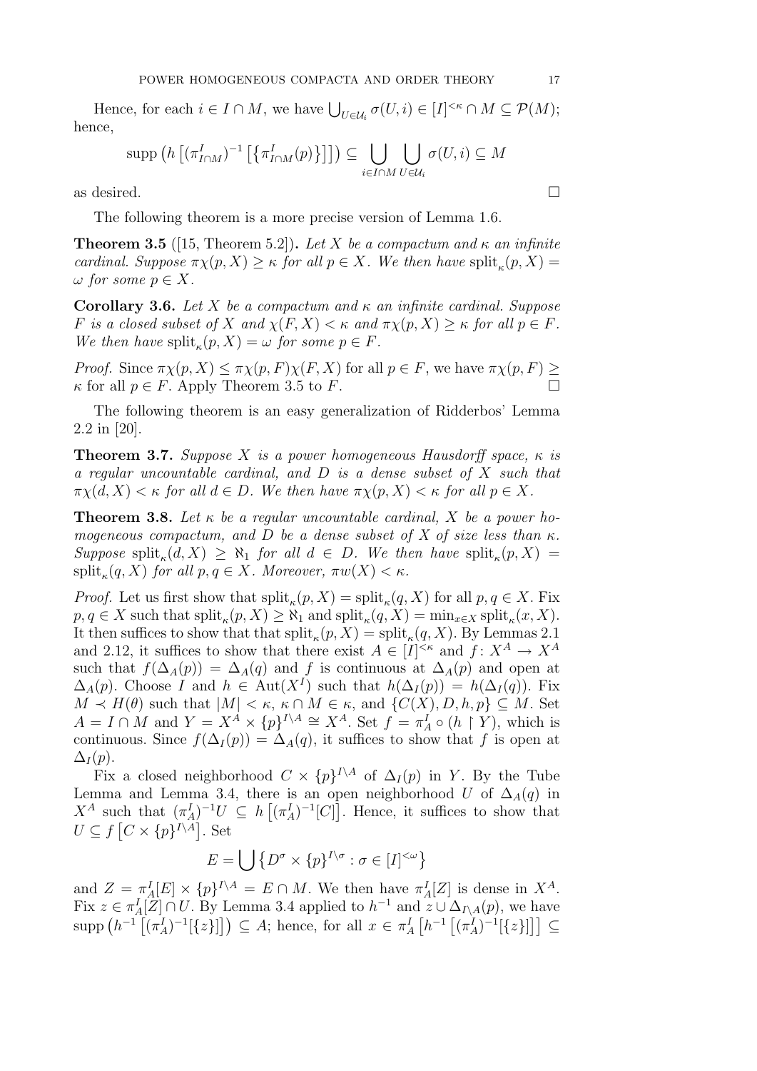Hence, for each $i \in I \cap M$, we have $\bigcup_{U \in \mathcal{U}_i} \sigma(U, i) \in [I]^{<\kappa} \cap M \subseteq \mathcal{P}(M)$; hence,

$$\operatorname{supp}\left(h\left[(\pi^I_{I\cap M})^{-1}\left[\{\pi^I_{I\cap M}(p)\}\right]\right]\right) \subseteq \bigcup_{i \in I \cap M} \bigcup_{U \in \mathcal{U}_i} \sigma(U, i) \subseteq M$$

as desired. $\square$

The following theorem is a more precise version of Lemma 1.6.

**Theorem 3.5** ([15, Theorem 5.2])**.** *Let $X$ be a compactum and $\kappa$ an infinite cardinal. Suppose $\pi\chi(p, X) \geq \kappa$ for all $p \in X$. We then have $\operatorname{split}_\kappa(p, X) = \omega$ for some $p \in X$.*

**Corollary 3.6.** *Let $X$ be a compactum and $\kappa$ an infinite cardinal. Suppose $F$ is a closed subset of $X$ and $\chi(F, X) < \kappa$ and $\pi\chi(p, X) \geq \kappa$ for all $p \in F$. We then have $\operatorname{split}_\kappa(p, X) = \omega$ for some $p \in F$.*

*Proof.* Since $\pi\chi(p, X) \leq \pi\chi(p, F)\chi(F, X)$ for all $p \in F$, we have $\pi\chi(p, F) \geq \kappa$ for all $p \in F$. Apply Theorem 3.5 to $F$. $\square$

The following theorem is an easy generalization of Ridderbos' Lemma 2.2 in [20].

**Theorem 3.7.** *Suppose $X$ is a power homogeneous Hausdorff space, $\kappa$ is a regular uncountable cardinal, and $D$ is a dense subset of $X$ such that $\pi\chi(d, X) < \kappa$ for all $d \in D$. We then have $\pi\chi(p, X) < \kappa$ for all $p \in X$.*

**Theorem 3.8.** *Let $\kappa$ be a regular uncountable cardinal, $X$ be a power homogeneous compactum, and $D$ be a dense subset of $X$ of size less than $\kappa$. Suppose $\operatorname{split}_\kappa(d, X) \geq \aleph_1$ for all $d \in D$. We then have $\operatorname{split}_\kappa(p, X) = \operatorname{split}_\kappa(q, X)$ for all $p, q \in X$. Moreover, $\pi w(X) < \kappa$.*

*Proof.* Let us first show that $\operatorname{split}_\kappa(p, X) = \operatorname{split}_\kappa(q, X)$ for all $p, q \in X$. Fix $p, q \in X$ such that $\operatorname{split}_\kappa(p, X) \geq \aleph_1$ and $\operatorname{split}_\kappa(q, X) = \min_{x \in X} \operatorname{split}_\kappa(x, X)$. It then suffices to show that that $\operatorname{split}_\kappa(p, X) = \operatorname{split}_\kappa(q, X)$. By Lemmas 2.1 and 2.12, it suffices to show that there exist $A \in [I]^{<\kappa}$ and $f \colon X^A \to X^A$ such that $f(\Delta_A(p)) = \Delta_A(q)$ and $f$ is continuous at $\Delta_A(p)$ and open at $\Delta_A(p)$. Choose $I$ and $h \in \operatorname{Aut}(X^I)$ such that $h(\Delta_I(p)) = h(\Delta_I(q))$. Fix $M \prec H(\theta)$ such that $|M| < \kappa$, $\kappa \cap M \in \kappa$, and $\{C(X), D, h, p\} \subseteq M$. Set $A = I \cap M$ and $Y = X^A \times \{p\}^{I \setminus A} \cong X^A$. Set $f = \pi^I_A \circ (h \upharpoonright Y)$, which is continuous. Since $f(\Delta_I(p)) = \Delta_A(q)$, it suffices to show that $f$ is open at $\Delta_I(p)$.

Fix a closed neighborhood $C \times \{p\}^{I \setminus A}$ of $\Delta_I(p)$ in $Y$. By the Tube Lemma and Lemma 3.4, there is an open neighborhood $U$ of $\Delta_A(q)$ in $X^A$ such that $(\pi^I_A)^{-1}U \subseteq h\left[(\pi^I_A)^{-1}[C]\right]$. Hence, it suffices to show that $U \subseteq f\left[C \times \{p\}^{I \setminus A}\right]$. Set

$$E = \bigcup\left\{D^\sigma \times \{p\}^{I \setminus \sigma} : \sigma \in [I]^{<\omega}\right\}$$

and $Z = \pi^I_A[E] \times \{p\}^{I \setminus A} = E \cap M$. We then have $\pi^I_A[Z]$ is dense in $X^A$. Fix $z \in \pi^I_A[Z] \cap U$. By Lemma 3.4 applied to $h^{-1}$ and $z \cup \Delta_{I \setminus A}(p)$, we have $\operatorname{supp}\left(h^{-1}\left[(\pi^I_A)^{-1}[\{z\}]\right]\right) \subseteq A$; hence, for all $x \in \pi^I_A\left[h^{-1}\left[(\pi^I_A)^{-1}[\{z\}]\right]\right] \subseteq$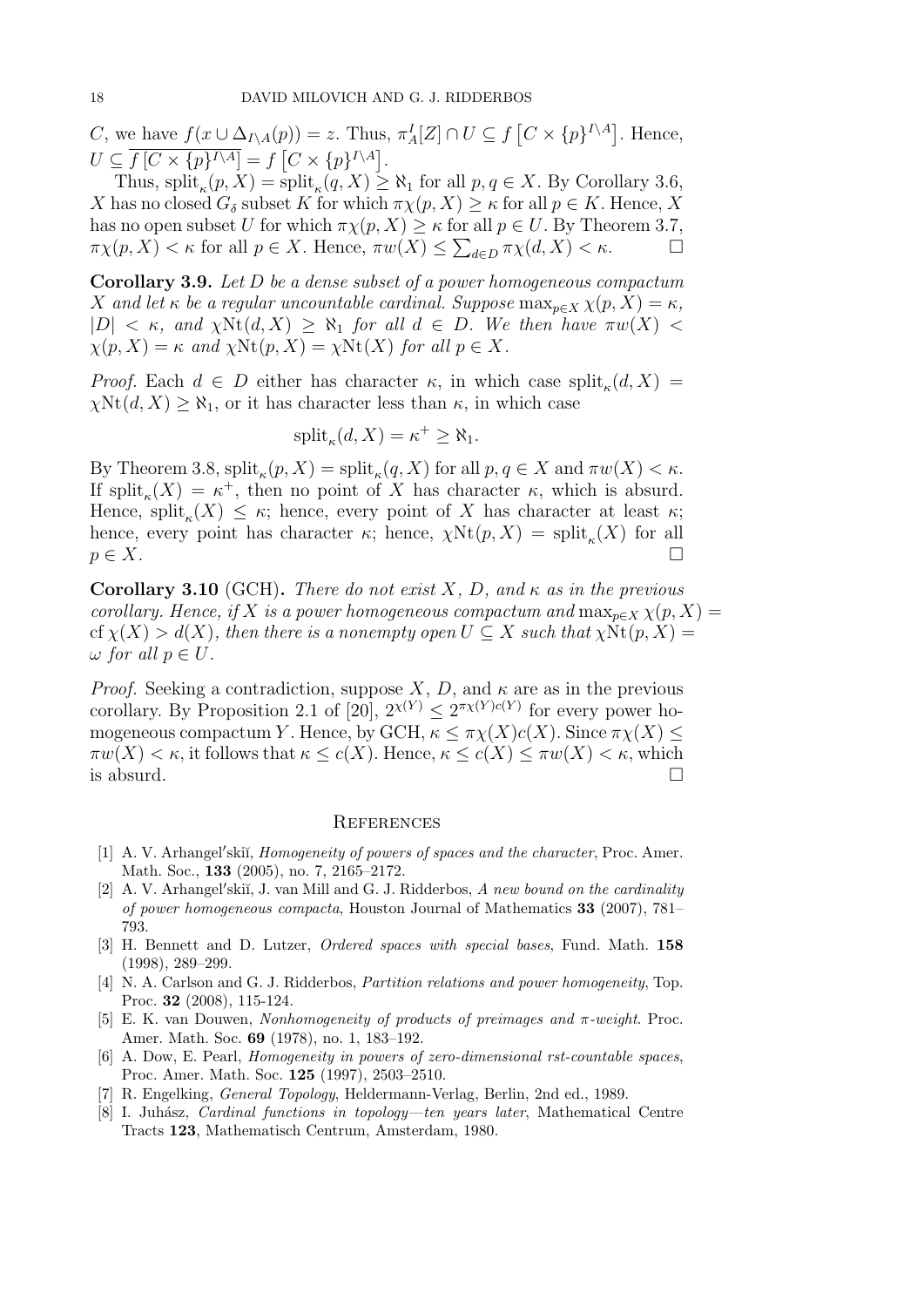$C$, we have $f(x \cup \Delta_{I\setminus A}(p)) = z$. Thus, $\pi^I_A[Z] \cap U \subseteq f\left[C \times \{p\}^{I\setminus A}\right]$. Hence, $U \subseteq \overline{f\left[C \times \{p\}^{I\setminus A}\right]} = f\left[C \times \{p\}^{I\setminus A}\right]$.

Thus, $\mathrm{split}_\kappa(p, X) = \mathrm{split}_\kappa(q, X) \geq \aleph_1$ for all $p, q \in X$. By Corollary 3.6, $X$ has no closed $G_\delta$ subset $K$ for which $\pi\chi(p, X) \geq \kappa$ for all $p \in K$. Hence, $X$ has no open subset $U$ for which $\pi\chi(p, X) \geq \kappa$ for all $p \in U$. By Theorem 3.7, $\pi\chi(p, X) < \kappa$ for all $p \in X$. Hence, $\pi w(X) \leq \sum_{d \in D} \pi\chi(d, X) < \kappa$. □

**Corollary 3.9.** *Let $D$ be a dense subset of a power homogeneous compactum $X$ and let $\kappa$ be a regular uncountable cardinal. Suppose $\max_{p \in X} \chi(p, X) = \kappa$, $|D| < \kappa$, and $\chi\mathrm{Nt}(d, X) \geq \aleph_1$ for all $d \in D$. We then have $\pi w(X) < \chi(p, X) = \kappa$ and $\chi\mathrm{Nt}(p, X) = \chi\mathrm{Nt}(X)$ for all $p \in X$.*

*Proof.* Each $d \in D$ either has character $\kappa$, in which case $\mathrm{split}_\kappa(d, X) = \chi\mathrm{Nt}(d, X) \geq \aleph_1$, or it has character less than $\kappa$, in which case

$$\mathrm{split}_\kappa(d, X) = \kappa^+ \geq \aleph_1.$$

By Theorem 3.8, $\mathrm{split}_\kappa(p, X) = \mathrm{split}_\kappa(q, X)$ for all $p, q \in X$ and $\pi w(X) < \kappa$. If $\mathrm{split}_\kappa(X) = \kappa^+$, then no point of $X$ has character $\kappa$, which is absurd. Hence, $\mathrm{split}_\kappa(X) \leq \kappa$; hence, every point of $X$ has character at least $\kappa$; hence, every point has character $\kappa$; hence, $\chi\mathrm{Nt}(p, X) = \mathrm{split}_\kappa(X)$ for all $p \in X$. □

**Corollary 3.10** (GCH)**.** *There do not exist $X$, $D$, and $\kappa$ as in the previous corollary. Hence, if $X$ is a power homogeneous compactum and $\max_{p \in X} \chi(p, X) = \mathrm{cf}\, \chi(X) > d(X)$, then there is a nonempty open $U \subseteq X$ such that $\chi\mathrm{Nt}(p, X) = \omega$ for all $p \in U$.*

*Proof.* Seeking a contradiction, suppose $X$, $D$, and $\kappa$ are as in the previous corollary. By Proposition 2.1 of [20], $2^{\chi(Y)} \leq 2^{\pi\chi(Y)c(Y)}$ for every power homogeneous compactum $Y$. Hence, by GCH, $\kappa \leq \pi\chi(X)c(X)$. Since $\pi\chi(X) \leq \pi w(X) < \kappa$, it follows that $\kappa \leq c(X)$. Hence, $\kappa \leq c(X) \leq \pi w(X) < \kappa$, which is absurd. □

## References

[1] A. V. Arhangel′skiĭ, *Homogeneity of powers of spaces and the character*, Proc. Amer. Math. Soc., **133** (2005), no. 7, 2165–2172.

[2] A. V. Arhangel′skiĭ, J. van Mill and G. J. Ridderbos, *A new bound on the cardinality of power homogeneous compacta*, Houston Journal of Mathematics **33** (2007), 781–793.

[3] H. Bennett and D. Lutzer, *Ordered spaces with special bases*, Fund. Math. **158** (1998), 289–299.

[4] N. A. Carlson and G. J. Ridderbos, *Partition relations and power homogeneity*, Top. Proc. **32** (2008), 115-124.

[5] E. K. van Douwen, *Nonhomogeneity of products of preimages and π-weight*. Proc. Amer. Math. Soc. **69** (1978), no. 1, 183–192.

[6] A. Dow, E. Pearl, *Homogeneity in powers of zero-dimensional rst-countable spaces*, Proc. Amer. Math. Soc. **125** (1997), 2503–2510.

[7] R. Engelking, *General Topology*, Heldermann-Verlag, Berlin, 2nd ed., 1989.

[8] I. Juhász, *Cardinal functions in topology—ten years later*, Mathematical Centre Tracts **123**, Mathematisch Centrum, Amsterdam, 1980.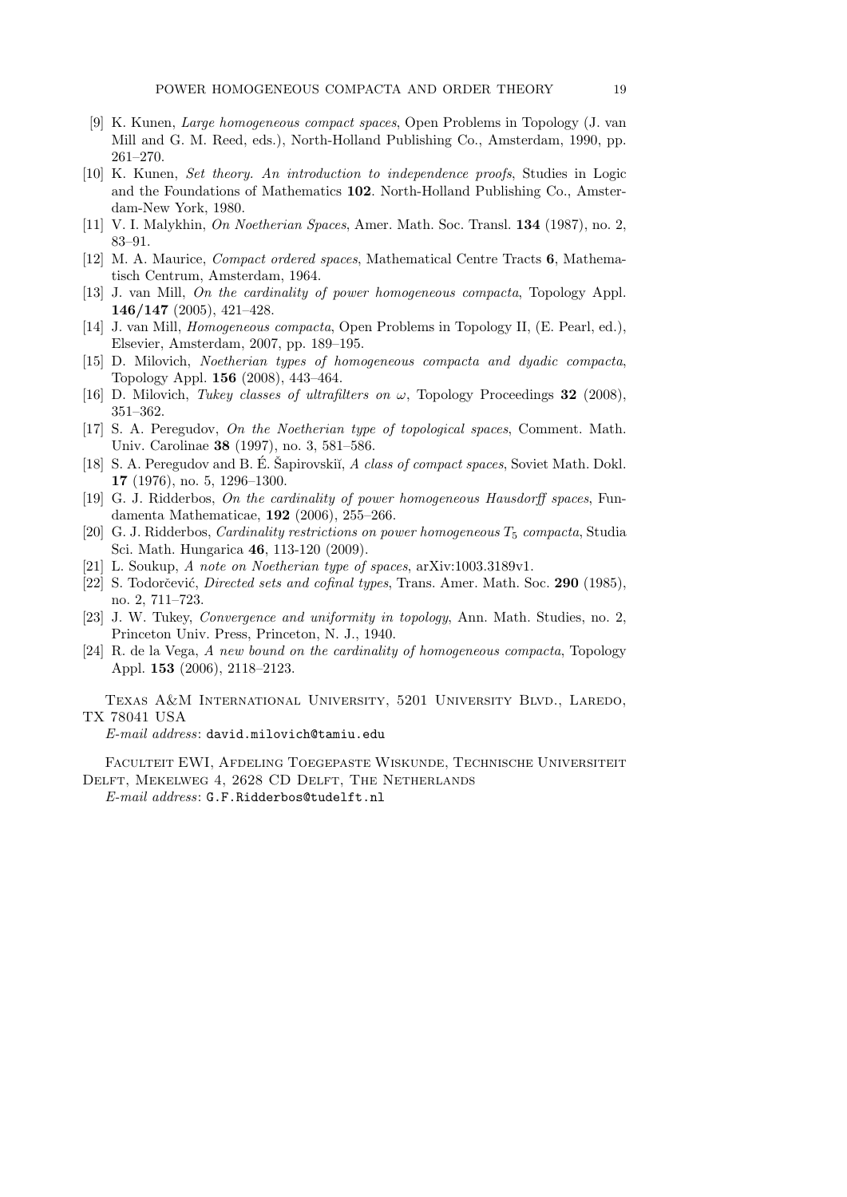[9] K. Kunen, *Large homogeneous compact spaces*, Open Problems in Topology (J. van Mill and G. M. Reed, eds.), North-Holland Publishing Co., Amsterdam, 1990, pp. 261–270.

[10] K. Kunen, *Set theory. An introduction to independence proofs*, Studies in Logic and the Foundations of Mathematics **102**. North-Holland Publishing Co., Amsterdam-New York, 1980.

[11] V. I. Malykhin, *On Noetherian Spaces*, Amer. Math. Soc. Transl. **134** (1987), no. 2, 83–91.

[12] M. A. Maurice, *Compact ordered spaces*, Mathematical Centre Tracts **6**, Mathematisch Centrum, Amsterdam, 1964.

[13] J. van Mill, *On the cardinality of power homogeneous compacta*, Topology Appl. **146/147** (2005), 421–428.

[14] J. van Mill, *Homogeneous compacta*, Open Problems in Topology II, (E. Pearl, ed.), Elsevier, Amsterdam, 2007, pp. 189–195.

[15] D. Milovich, *Noetherian types of homogeneous compacta and dyadic compacta*, Topology Appl. **156** (2008), 443–464.

[16] D. Milovich, *Tukey classes of ultrafilters on $\omega$*, Topology Proceedings **32** (2008), 351–362.

[17] S. A. Peregudov, *On the Noetherian type of topological spaces*, Comment. Math. Univ. Carolinae **38** (1997), no. 3, 581–586.

[18] S. A. Peregudov and B. É. Šapirovskiĭ, *A class of compact spaces*, Soviet Math. Dokl. **17** (1976), no. 5, 1296–1300.

[19] G. J. Ridderbos, *On the cardinality of power homogeneous Hausdorff spaces*, Fundamenta Mathematicae, **192** (2006), 255–266.

[20] G. J. Ridderbos, *Cardinality restrictions on power homogeneous $T_5$ compacta*, Studia Sci. Math. Hungarica **46**, 113-120 (2009).

[21] L. Soukup, *A note on Noetherian type of spaces*, arXiv:1003.3189v1.

[22] S. Todorčević, *Directed sets and cofinal types*, Trans. Amer. Math. Soc. **290** (1985), no. 2, 711–723.

[23] J. W. Tukey, *Convergence and uniformity in topology*, Ann. Math. Studies, no. 2, Princeton Univ. Press, Princeton, N. J., 1940.

[24] R. de la Vega, *A new bound on the cardinality of homogeneous compacta*, Topology Appl. **153** (2006), 2118–2123.

Texas A&M International University, 5201 University Blvd., Laredo, TX 78041 USA

*E-mail address*: david.milovich@tamiu.edu

Faculteit EWI, Afdeling Toegepaste Wiskunde, Technische Universiteit Delft, Mekelweg 4, 2628 CD Delft, The Netherlands

*E-mail address*: G.F.Ridderbos@tudelft.nl